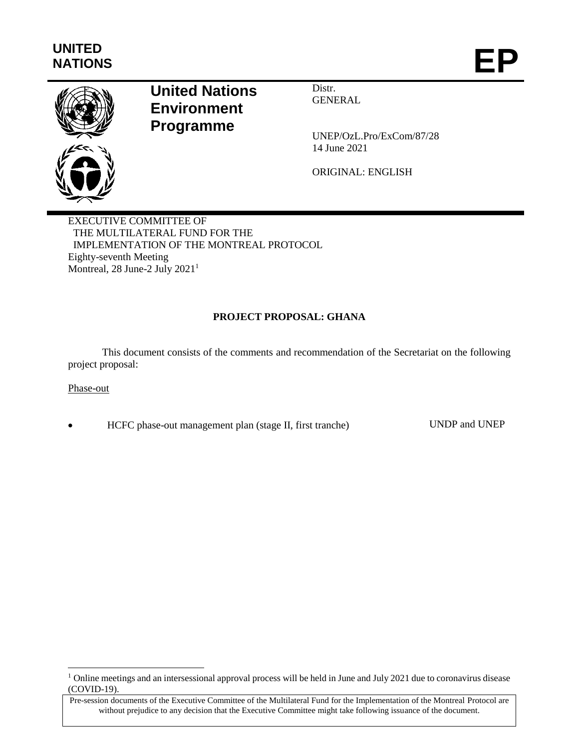UNITED NATIONS

# EP

**United Nations Environment Programme**

Distr.
GENERAL

UNEP/OzL.Pro/ExCom/87/28
14 June 2021

ORIGINAL: ENGLISH

EXECUTIVE COMMITTEE OF
THE MULTILATERAL FUND FOR THE
IMPLEMENTATION OF THE MONTREAL PROTOCOL
Eighty-seventh Meeting
Montreal, 28 June-2 July 2021[1]

## PROJECT PROPOSAL: GHANA

This document consists of the comments and recommendation of the Secretariat on the following project proposal:

Phase-out

- HCFC phase-out management plan (stage II, first tranche) UNDP and UNEP

[1] Online meetings and an intersessional approval process will be held in June and July 2021 due to coronavirus disease (COVID-19).

Pre-session documents of the Executive Committee of the Multilateral Fund for the Implementation of the Montreal Protocol are without prejudice to any decision that the Executive Committee might take following issuance of the document.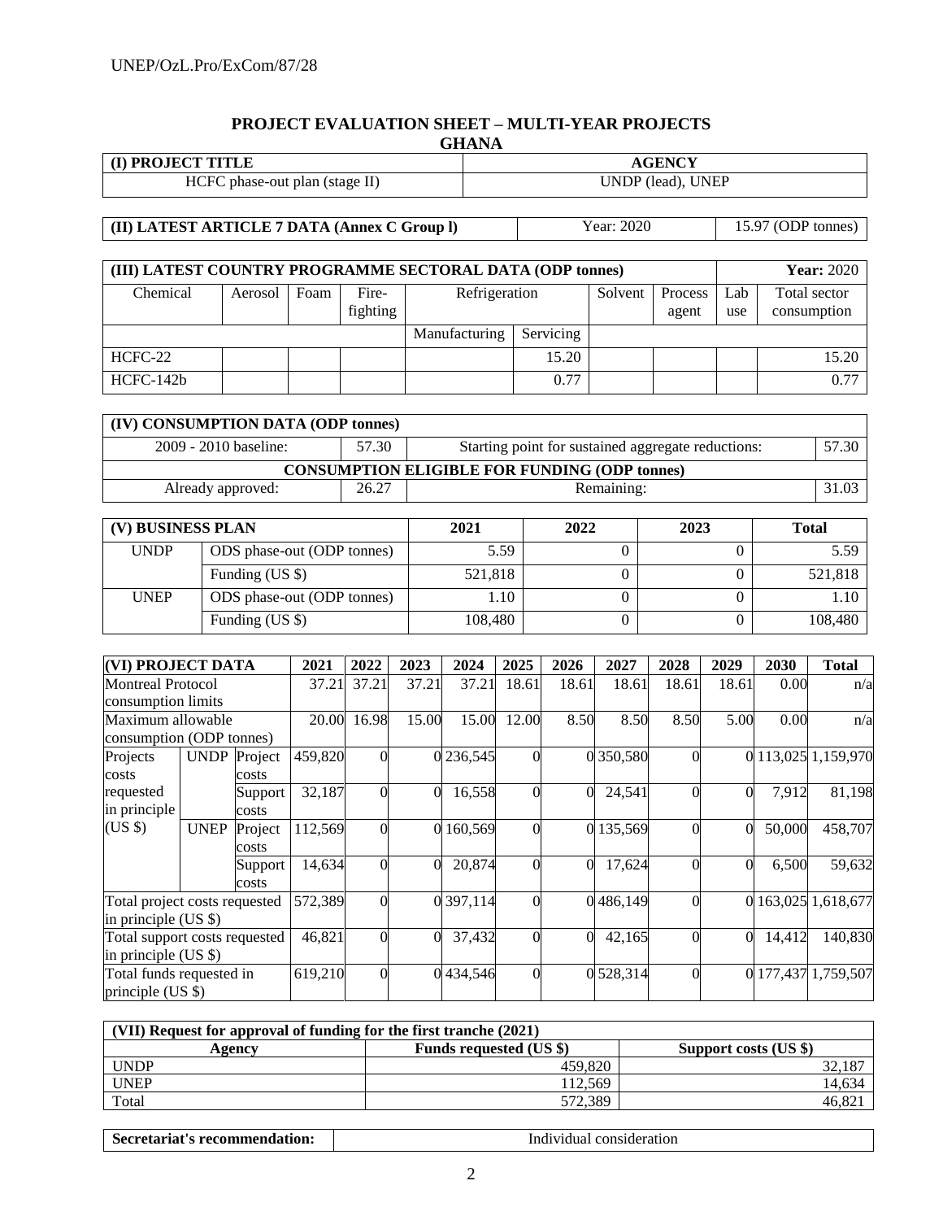# PROJECT EVALUATION SHEET – MULTI-YEAR PROJECTS

## GHANA

| (I) PROJECT TITLE | AGENCY |
|---|---|
| HCFC phase-out plan (stage II) | UNDP (lead), UNEP |

| (II) LATEST ARTICLE 7 DATA (Annex C Group l) | Year: 2020 | 15.97 (ODP tonnes) |
|---|---|---|

| (III) LATEST COUNTRY PROGRAMME SECTORAL DATA (ODP tonnes) | | | | | | | | | Year: 2020 |
|---|---|---|---|---|---|---|---|---|---|
| Chemical | Aerosol | Foam | Fire-fighting | Refrigeration | | Solvent | Process agent | Lab use | Total sector consumption |
| | | | | Manufacturing | Servicing | | | | |
| HCFC-22 | | | | | 15.20 | | | | 15.20 |
| HCFC-142b | | | | | 0.77 | | | | 0.77 |

| (IV) CONSUMPTION DATA (ODP tonnes) | | | |
|---|---|---|---|
| 2009 - 2010 baseline: | 57.30 | Starting point for sustained aggregate reductions: | 57.30 |
| CONSUMPTION ELIGIBLE FOR FUNDING (ODP tonnes) | | | |
| Already approved: | 26.27 | Remaining: | 31.03 |

| (V) BUSINESS PLAN | | 2021 | 2022 | 2023 | Total |
|---|---|---|---|---|---|
| UNDP | ODS phase-out (ODP tonnes) | 5.59 | 0 | 0 | 5.59 |
| | Funding (US $) | 521,818 | 0 | 0 | 521,818 |
| UNEP | ODS phase-out (ODP tonnes) | 1.10 | 0 | 0 | 1.10 |
| | Funding (US $) | 108,480 | 0 | 0 | 108,480 |

| (VI) PROJECT DATA | | | 2021 | 2022 | 2023 | 2024 | 2025 | 2026 | 2027 | 2028 | 2029 | 2030 | Total |
|---|---|---|---|---|---|---|---|---|---|---|---|---|---|
| Montreal Protocol consumption limits | | | 37.21 | 37.21 | 37.21 | 37.21 | 18.61 | 18.61 | 18.61 | 18.61 | 18.61 | 0.00 | n/a |
| Maximum allowable consumption (ODP tonnes) | | | 20.00 | 16.98 | 15.00 | 15.00 | 12.00 | 8.50 | 8.50 | 8.50 | 5.00 | 0.00 | n/a |
| Projects costs requested in principle (US $) | UNDP | Project costs | 459,820 | 0 | 0 | 236,545 | 0 | 0 | 350,580 | 0 | 0 | 113,025 | 1,159,970 |
| | | Support costs | 32,187 | 0 | 0 | 16,558 | 0 | 0 | 24,541 | 0 | 0 | 7,912 | 81,198 |
| | UNEP | Project costs | 112,569 | 0 | 0 | 160,569 | 0 | 0 | 135,569 | 0 | 0 | 50,000 | 458,707 |
| | | Support costs | 14,634 | 0 | 0 | 20,874 | 0 | 0 | 17,624 | 0 | 0 | 6,500 | 59,632 |
| Total project costs requested in principle (US $) | | | 572,389 | 0 | 0 | 397,114 | 0 | 0 | 486,149 | 0 | 0 | 163,025 | 1,618,677 |
| Total support costs requested in principle (US $) | | | 46,821 | 0 | 0 | 37,432 | 0 | 0 | 42,165 | 0 | 0 | 14,412 | 140,830 |
| Total funds requested in principle (US $) | | | 619,210 | 0 | 0 | 434,546 | 0 | 0 | 528,314 | 0 | 0 | 177,437 | 1,759,507 |

| (VII) Request for approval of funding for the first tranche (2021) | | |
|---|---|---|
| Agency | Funds requested (US $) | Support costs (US $) |
| UNDP | 459,820 | 32,187 |
| UNEP | 112,569 | 14,634 |
| Total | 572,389 | 46,821 |

| Secretariat's recommendation: | Individual consideration |
|---|---|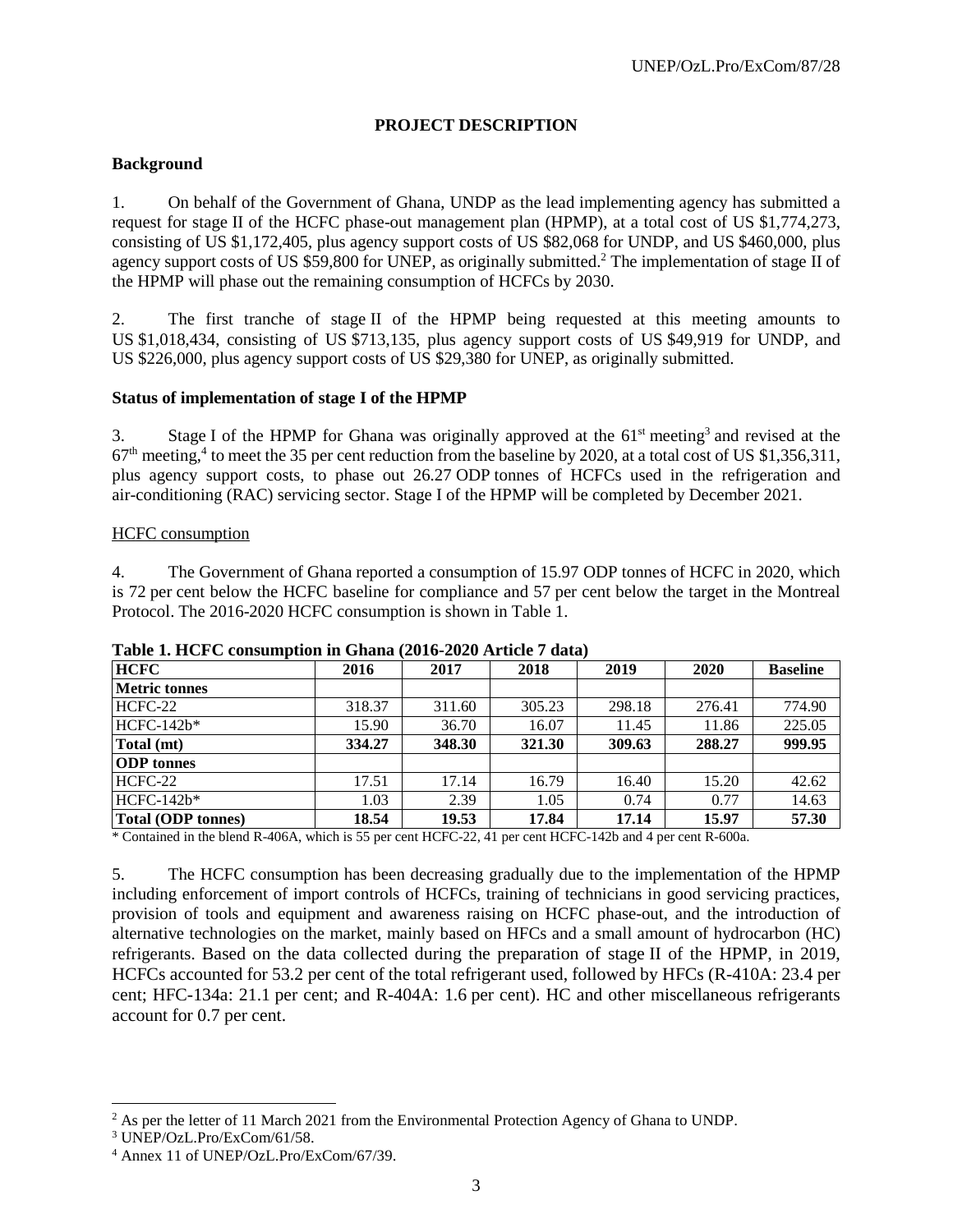## PROJECT DESCRIPTION

### Background

1. On behalf of the Government of Ghana, UNDP as the lead implementing agency has submitted a request for stage II of the HCFC phase-out management plan (HPMP), at a total cost of US $1,774,273, consisting of US $1,172,405, plus agency support costs of US $82,068 for UNDP, and US $460,000, plus agency support costs of US $59,800 for UNEP, as originally submitted.[2] The implementation of stage II of the HPMP will phase out the remaining consumption of HCFCs by 2030.

2. The first tranche of stage II of the HPMP being requested at this meeting amounts to US $1,018,434, consisting of US $713,135, plus agency support costs of US $49,919 for UNDP, and US $226,000, plus agency support costs of US $29,380 for UNEP, as originally submitted.

### Status of implementation of stage I of the HPMP

3. Stage I of the HPMP for Ghana was originally approved at the 61st meeting[3] and revised at the 67th meeting,[4] to meet the 35 per cent reduction from the baseline by 2020, at a total cost of US $1,356,311, plus agency support costs, to phase out 26.27 ODP tonnes of HCFCs used in the refrigeration and air-conditioning (RAC) servicing sector. Stage I of the HPMP will be completed by December 2021.

#### HCFC consumption

4. The Government of Ghana reported a consumption of 15.97 ODP tonnes of HCFC in 2020, which is 72 per cent below the HCFC baseline for compliance and 57 per cent below the target in the Montreal Protocol. The 2016-2020 HCFC consumption is shown in Table 1.

**Table 1. HCFC consumption in Ghana (2016-2020 Article 7 data)**

| HCFC | 2016 | 2017 | 2018 | 2019 | 2020 | Baseline |
|---|---|---|---|---|---|---|
| **Metric tonnes** | | | | | | |
| HCFC-22 | 318.37 | 311.60 | 305.23 | 298.18 | 276.41 | 774.90 |
| HCFC-142b* | 15.90 | 36.70 | 16.07 | 11.45 | 11.86 | 225.05 |
| **Total (mt)** | **334.27** | **348.30** | **321.30** | **309.63** | **288.27** | **999.95** |
| **ODP tonnes** | | | | | | |
| HCFC-22 | 17.51 | 17.14 | 16.79 | 16.40 | 15.20 | 42.62 |
| HCFC-142b* | 1.03 | 2.39 | 1.05 | 0.74 | 0.77 | 14.63 |
| **Total (ODP tonnes)** | **18.54** | **19.53** | **17.84** | **17.14** | **15.97** | **57.30** |

\* Contained in the blend R-406A, which is 55 per cent HCFC-22, 41 per cent HCFC-142b and 4 per cent R-600a.

5. The HCFC consumption has been decreasing gradually due to the implementation of the HPMP including enforcement of import controls of HCFCs, training of technicians in good servicing practices, provision of tools and equipment and awareness raising on HCFC phase-out, and the introduction of alternative technologies on the market, mainly based on HFCs and a small amount of hydrocarbon (HC) refrigerants. Based on the data collected during the preparation of stage II of the HPMP, in 2019, HCFCs accounted for 53.2 per cent of the total refrigerant used, followed by HFCs (R-410A: 23.4 per cent; HFC-134a: 21.1 per cent; and R-404A: 1.6 per cent). HC and other miscellaneous refrigerants account for 0.7 per cent.

---

[2] As per the letter of 11 March 2021 from the Environmental Protection Agency of Ghana to UNDP.

[3] UNEP/OzL.Pro/ExCom/61/58.

[4] Annex 11 of UNEP/OzL.Pro/ExCom/67/39.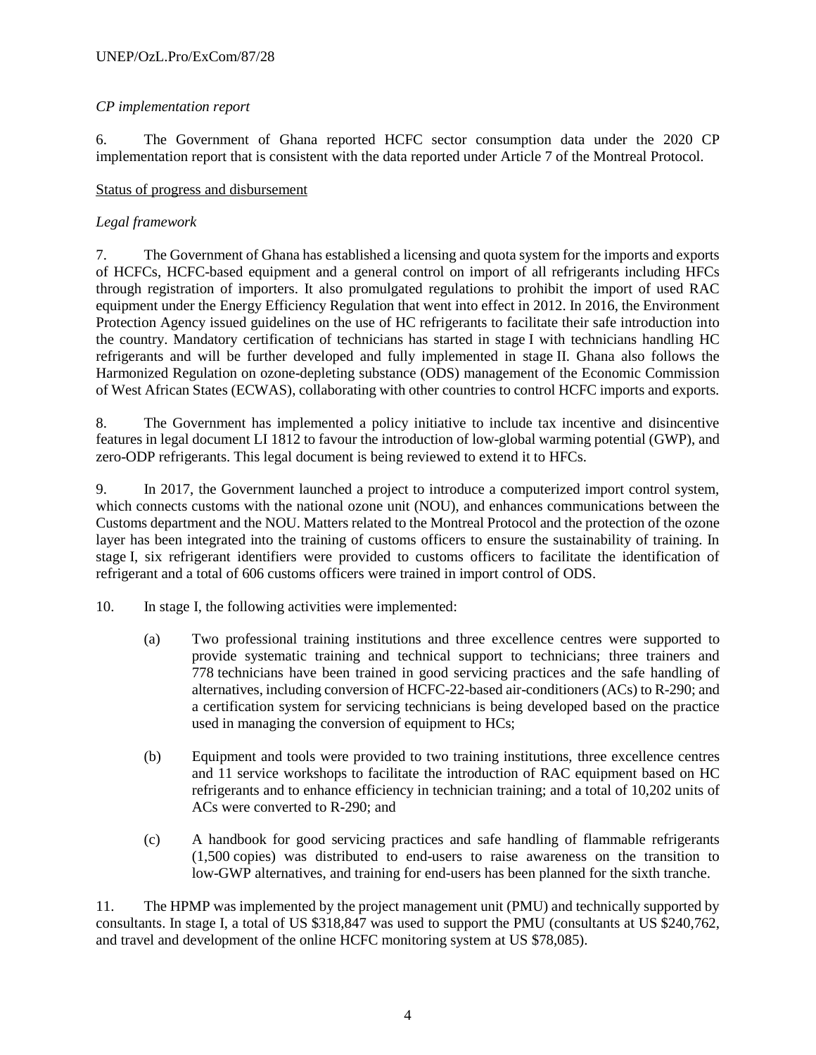*CP implementation report*

6. The Government of Ghana reported HCFC sector consumption data under the 2020 CP implementation report that is consistent with the data reported under Article 7 of the Montreal Protocol.

Status of progress and disbursement

*Legal framework*

7. The Government of Ghana has established a licensing and quota system for the imports and exports of HCFCs, HCFC-based equipment and a general control on import of all refrigerants including HFCs through registration of importers. It also promulgated regulations to prohibit the import of used RAC equipment under the Energy Efficiency Regulation that went into effect in 2012. In 2016, the Environment Protection Agency issued guidelines on the use of HC refrigerants to facilitate their safe introduction into the country. Mandatory certification of technicians has started in stage I with technicians handling HC refrigerants and will be further developed and fully implemented in stage II. Ghana also follows the Harmonized Regulation on ozone-depleting substance (ODS) management of the Economic Commission of West African States (ECWAS), collaborating with other countries to control HCFC imports and exports.

8. The Government has implemented a policy initiative to include tax incentive and disincentive features in legal document LI 1812 to favour the introduction of low-global warming potential (GWP), and zero-ODP refrigerants. This legal document is being reviewed to extend it to HFCs.

9. In 2017, the Government launched a project to introduce a computerized import control system, which connects customs with the national ozone unit (NOU), and enhances communications between the Customs department and the NOU. Matters related to the Montreal Protocol and the protection of the ozone layer has been integrated into the training of customs officers to ensure the sustainability of training. In stage I, six refrigerant identifiers were provided to customs officers to facilitate the identification of refrigerant and a total of 606 customs officers were trained in import control of ODS.

10. In stage I, the following activities were implemented:

(a) Two professional training institutions and three excellence centres were supported to provide systematic training and technical support to technicians; three trainers and 778 technicians have been trained in good servicing practices and the safe handling of alternatives, including conversion of HCFC-22-based air-conditioners (ACs) to R-290; and a certification system for servicing technicians is being developed based on the practice used in managing the conversion of equipment to HCs;

(b) Equipment and tools were provided to two training institutions, three excellence centres and 11 service workshops to facilitate the introduction of RAC equipment based on HC refrigerants and to enhance efficiency in technician training; and a total of 10,202 units of ACs were converted to R-290; and

(c) A handbook for good servicing practices and safe handling of flammable refrigerants (1,500 copies) was distributed to end-users to raise awareness on the transition to low-GWP alternatives, and training for end-users has been planned for the sixth tranche.

11. The HPMP was implemented by the project management unit (PMU) and technically supported by consultants. In stage I, a total of US $318,847 was used to support the PMU (consultants at US $240,762, and travel and development of the online HCFC monitoring system at US $78,085).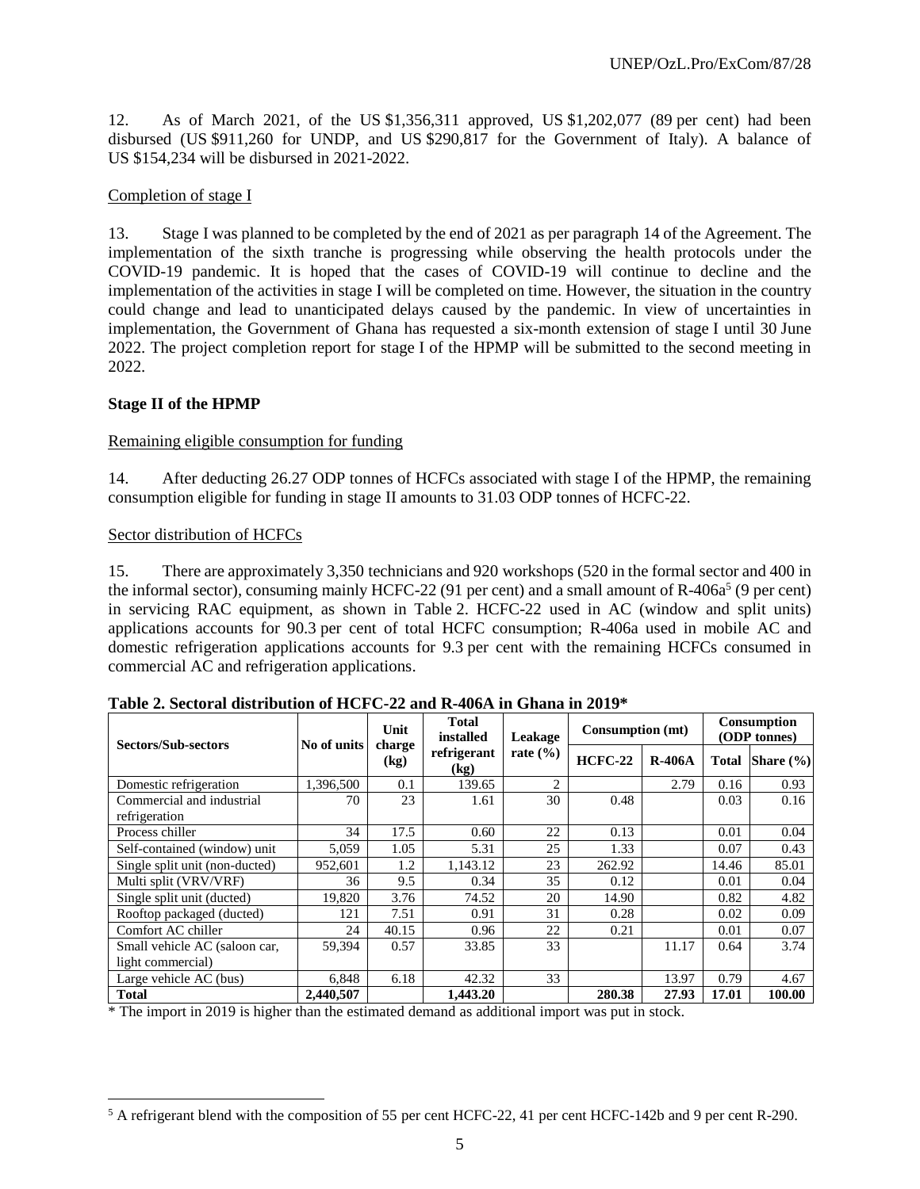12. As of March 2021, of the US $1,356,311 approved, US $1,202,077 (89 per cent) had been disbursed (US $911,260 for UNDP, and US $290,817 for the Government of Italy). A balance of US $154,234 will be disbursed in 2021-2022.

Completion of stage I

13. Stage I was planned to be completed by the end of 2021 as per paragraph 14 of the Agreement. The implementation of the sixth tranche is progressing while observing the health protocols under the COVID-19 pandemic. It is hoped that the cases of COVID-19 will continue to decline and the implementation of the activities in stage I will be completed on time. However, the situation in the country could change and lead to unanticipated delays caused by the pandemic. In view of uncertainties in implementation, the Government of Ghana has requested a six-month extension of stage I until 30 June 2022. The project completion report for stage I of the HPMP will be submitted to the second meeting in 2022.

### Stage II of the HPMP

Remaining eligible consumption for funding

14. After deducting 26.27 ODP tonnes of HCFCs associated with stage I of the HPMP, the remaining consumption eligible for funding in stage II amounts to 31.03 ODP tonnes of HCFC-22.

Sector distribution of HCFCs

15. There are approximately 3,350 technicians and 920 workshops (520 in the formal sector and 400 in the informal sector), consuming mainly HCFC-22 (91 per cent) and a small amount of R-406a[5] (9 per cent) in servicing RAC equipment, as shown in Table 2. HCFC-22 used in AC (window and split units) applications accounts for 90.3 per cent of total HCFC consumption; R-406a used in mobile AC and domestic refrigeration applications accounts for 9.3 per cent with the remaining HCFCs consumed in commercial AC and refrigeration applications.

**Table 2. Sectoral distribution of HCFC-22 and R-406A in Ghana in 2019***

| Sectors/Sub-sectors | No of units | Unit charge (kg) | Total installed refrigerant (kg) | Leakage rate (%) | Consumption (mt) | | Consumption (ODP tonnes) | |
|---|---|---|---|---|---|---|---|---|
| | | | | | HCFC-22 | R-406A | Total | Share (%) |
| Domestic refrigeration | 1,396,500 | 0.1 | 139.65 | 2 | | 2.79 | 0.16 | 0.93 |
| Commercial and industrial refrigeration | 70 | 23 | 1.61 | 30 | 0.48 | | 0.03 | 0.16 |
| Process chiller | 34 | 17.5 | 0.60 | 22 | 0.13 | | 0.01 | 0.04 |
| Self-contained (window) unit | 5,059 | 1.05 | 5.31 | 25 | 1.33 | | 0.07 | 0.43 |
| Single split unit (non-ducted) | 952,601 | 1.2 | 1,143.12 | 23 | 262.92 | | 14.46 | 85.01 |
| Multi split (VRV/VRF) | 36 | 9.5 | 0.34 | 35 | 0.12 | | 0.01 | 0.04 |
| Single split unit (ducted) | 19,820 | 3.76 | 74.52 | 20 | 14.90 | | 0.82 | 4.82 |
| Rooftop packaged (ducted) | 121 | 7.51 | 0.91 | 31 | 0.28 | | 0.02 | 0.09 |
| Comfort AC chiller | 24 | 40.15 | 0.96 | 22 | 0.21 | | 0.01 | 0.07 |
| Small vehicle AC (saloon car, light commercial) | 59,394 | 0.57 | 33.85 | 33 | | 11.17 | 0.64 | 3.74 |
| Large vehicle AC (bus) | 6,848 | 6.18 | 42.32 | 33 | | 13.97 | 0.79 | 4.67 |
| **Total** | **2,440,507** | | **1,443.20** | | **280.38** | **27.93** | **17.01** | **100.00** |

* The import in 2019 is higher than the estimated demand as additional import was put in stock.

[5] A refrigerant blend with the composition of 55 per cent HCFC-22, 41 per cent HCFC-142b and 9 per cent R-290.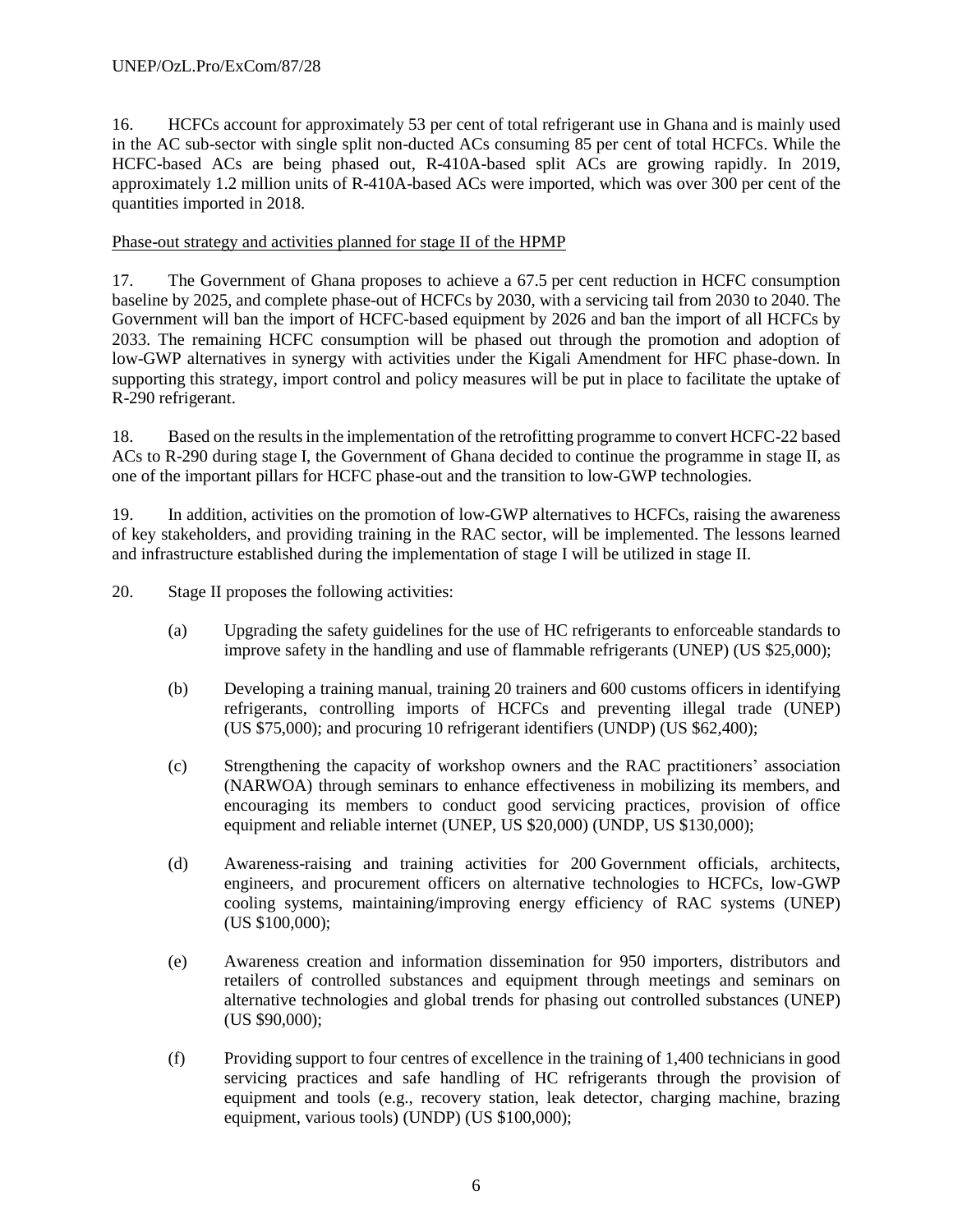16. HCFCs account for approximately 53 per cent of total refrigerant use in Ghana and is mainly used in the AC sub-sector with single split non-ducted ACs consuming 85 per cent of total HCFCs. While the HCFC-based ACs are being phased out, R-410A-based split ACs are growing rapidly. In 2019, approximately 1.2 million units of R-410A-based ACs were imported, which was over 300 per cent of the quantities imported in 2018.

Phase-out strategy and activities planned for stage II of the HPMP

17. The Government of Ghana proposes to achieve a 67.5 per cent reduction in HCFC consumption baseline by 2025, and complete phase-out of HCFCs by 2030, with a servicing tail from 2030 to 2040. The Government will ban the import of HCFC-based equipment by 2026 and ban the import of all HCFCs by 2033. The remaining HCFC consumption will be phased out through the promotion and adoption of low-GWP alternatives in synergy with activities under the Kigali Amendment for HFC phase-down. In supporting this strategy, import control and policy measures will be put in place to facilitate the uptake of R-290 refrigerant.

18. Based on the results in the implementation of the retrofitting programme to convert HCFC-22 based ACs to R-290 during stage I, the Government of Ghana decided to continue the programme in stage II, as one of the important pillars for HCFC phase-out and the transition to low-GWP technologies.

19. In addition, activities on the promotion of low-GWP alternatives to HCFCs, raising the awareness of key stakeholders, and providing training in the RAC sector, will be implemented. The lessons learned and infrastructure established during the implementation of stage I will be utilized in stage II.

20. Stage II proposes the following activities:

(a) Upgrading the safety guidelines for the use of HC refrigerants to enforceable standards to improve safety in the handling and use of flammable refrigerants (UNEP) (US $25,000);

(b) Developing a training manual, training 20 trainers and 600 customs officers in identifying refrigerants, controlling imports of HCFCs and preventing illegal trade (UNEP) (US $75,000); and procuring 10 refrigerant identifiers (UNDP) (US $62,400);

(c) Strengthening the capacity of workshop owners and the RAC practitioners' association (NARWOA) through seminars to enhance effectiveness in mobilizing its members, and encouraging its members to conduct good servicing practices, provision of office equipment and reliable internet (UNEP, US $20,000) (UNDP, US $130,000);

(d) Awareness-raising and training activities for 200 Government officials, architects, engineers, and procurement officers on alternative technologies to HCFCs, low-GWP cooling systems, maintaining/improving energy efficiency of RAC systems (UNEP) (US $100,000);

(e) Awareness creation and information dissemination for 950 importers, distributors and retailers of controlled substances and equipment through meetings and seminars on alternative technologies and global trends for phasing out controlled substances (UNEP) (US $90,000);

(f) Providing support to four centres of excellence in the training of 1,400 technicians in good servicing practices and safe handling of HC refrigerants through the provision of equipment and tools (e.g., recovery station, leak detector, charging machine, brazing equipment, various tools) (UNDP) (US $100,000);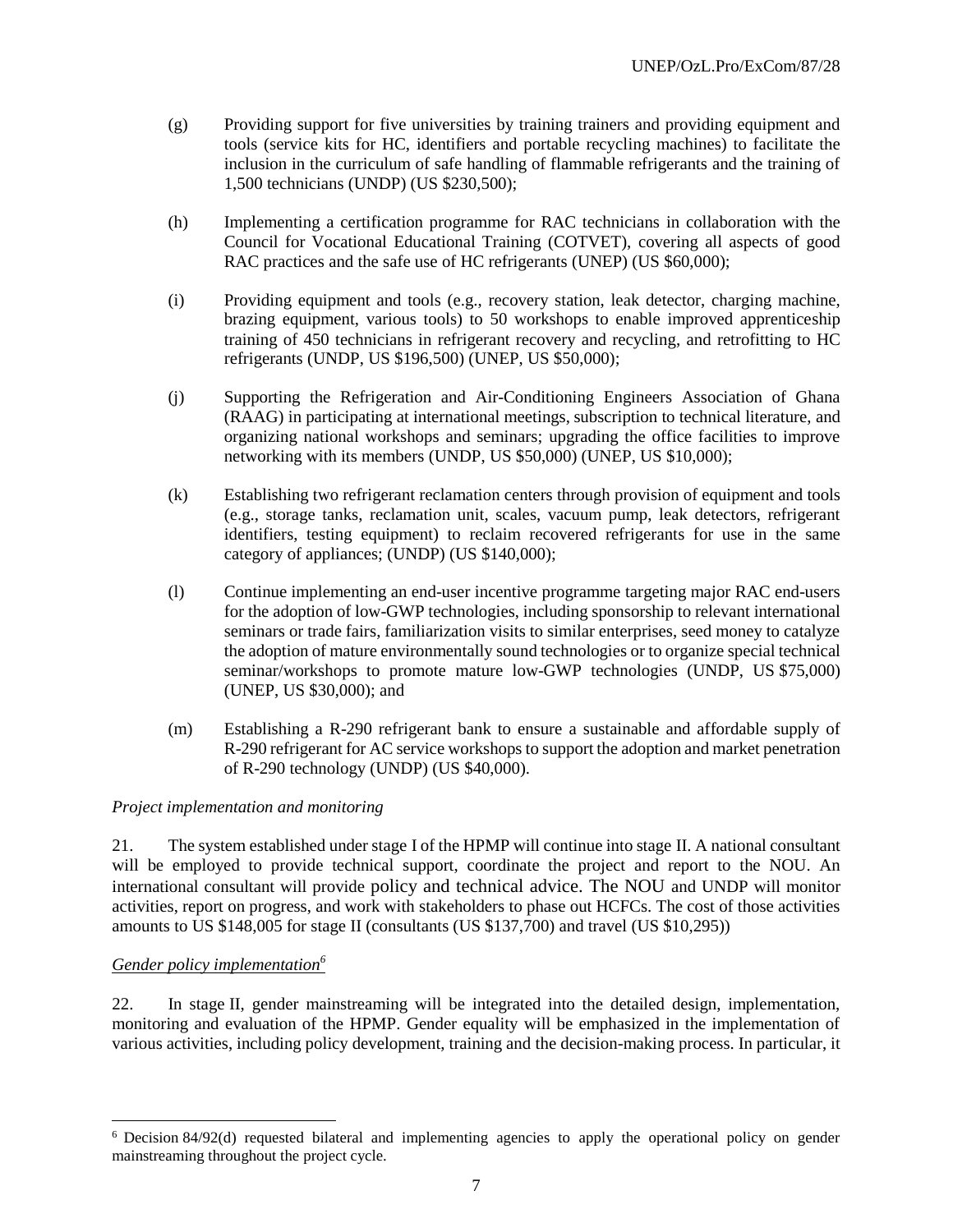(g) Providing support for five universities by training trainers and providing equipment and tools (service kits for HC, identifiers and portable recycling machines) to facilitate the inclusion in the curriculum of safe handling of flammable refrigerants and the training of 1,500 technicians (UNDP) (US $230,500);

(h) Implementing a certification programme for RAC technicians in collaboration with the Council for Vocational Educational Training (COTVET), covering all aspects of good RAC practices and the safe use of HC refrigerants (UNEP) (US $60,000);

(i) Providing equipment and tools (e.g., recovery station, leak detector, charging machine, brazing equipment, various tools) to 50 workshops to enable improved apprenticeship training of 450 technicians in refrigerant recovery and recycling, and retrofitting to HC refrigerants (UNDP, US $196,500) (UNEP, US $50,000);

(j) Supporting the Refrigeration and Air-Conditioning Engineers Association of Ghana (RAAG) in participating at international meetings, subscription to technical literature, and organizing national workshops and seminars; upgrading the office facilities to improve networking with its members (UNDP, US $50,000) (UNEP, US $10,000);

(k) Establishing two refrigerant reclamation centers through provision of equipment and tools (e.g., storage tanks, reclamation unit, scales, vacuum pump, leak detectors, refrigerant identifiers, testing equipment) to reclaim recovered refrigerants for use in the same category of appliances; (UNDP) (US $140,000);

(l) Continue implementing an end-user incentive programme targeting major RAC end-users for the adoption of low-GWP technologies, including sponsorship to relevant international seminars or trade fairs, familiarization visits to similar enterprises, seed money to catalyze the adoption of mature environmentally sound technologies or to organize special technical seminar/workshops to promote mature low-GWP technologies (UNDP, US $75,000) (UNEP, US $30,000); and

(m) Establishing a R-290 refrigerant bank to ensure a sustainable and affordable supply of R-290 refrigerant for AC service workshops to support the adoption and market penetration of R-290 technology (UNDP) (US $40,000).

*Project implementation and monitoring*

21. The system established under stage I of the HPMP will continue into stage II. A national consultant will be employed to provide technical support, coordinate the project and report to the NOU. An international consultant will provide policy and technical advice. The NOU and UNDP will monitor activities, report on progress, and work with stakeholders to phase out HCFCs. The cost of those activities amounts to US $148,005 for stage II (consultants (US $137,700) and travel (US $10,295))

*Gender policy implementation*[6]

22. In stage II, gender mainstreaming will be integrated into the detailed design, implementation, monitoring and evaluation of the HPMP. Gender equality will be emphasized in the implementation of various activities, including policy development, training and the decision-making process. In particular, it

[6] Decision 84/92(d) requested bilateral and implementing agencies to apply the operational policy on gender mainstreaming throughout the project cycle.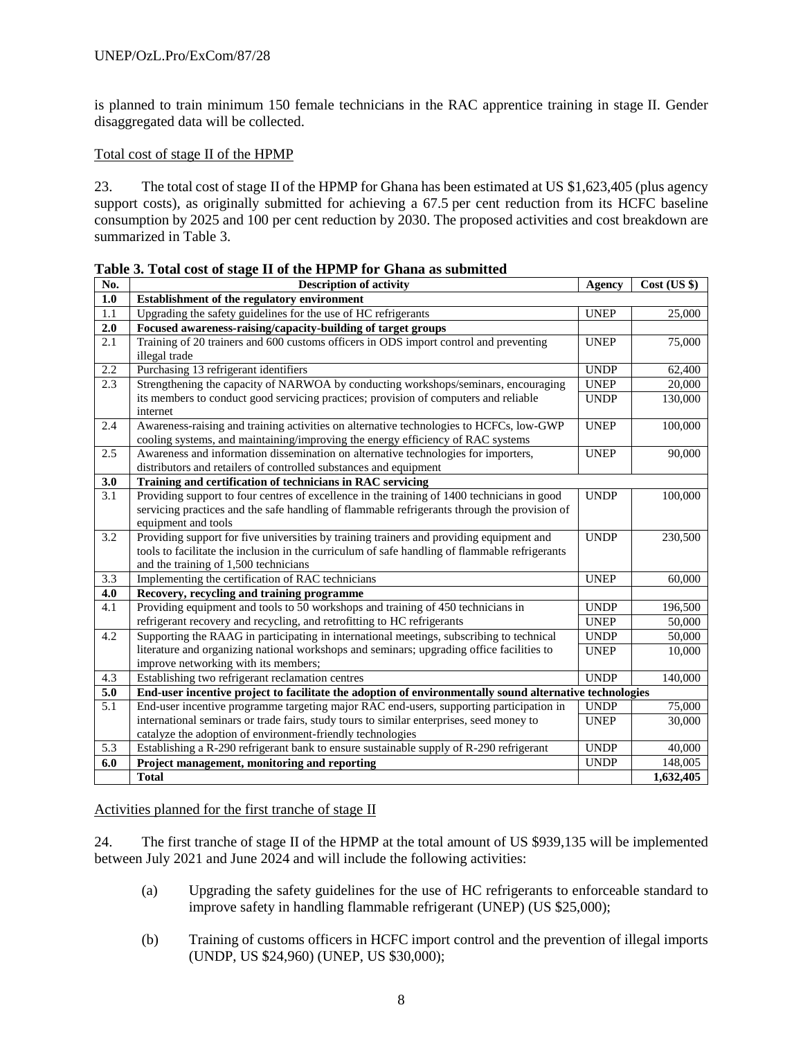is planned to train minimum 150 female technicians in the RAC apprentice training in stage II. Gender disaggregated data will be collected.

Total cost of stage II of the HPMP

23. The total cost of stage II of the HPMP for Ghana has been estimated at US $1,623,405 (plus agency support costs), as originally submitted for achieving a 67.5 per cent reduction from its HCFC baseline consumption by 2025 and 100 per cent reduction by 2030. The proposed activities and cost breakdown are summarized in Table 3.

**Table 3. Total cost of stage II of the HPMP for Ghana as submitted**

| No. | Description of activity | Agency | Cost (US $) |
|---|---|---|---|
| **1.0** | **Establishment of the regulatory environment** | | |
| 1.1 | Upgrading the safety guidelines for the use of HC refrigerants | UNEP | 25,000 |
| **2.0** | **Focused awareness-raising/capacity-building of target groups** | | |
| 2.1 | Training of 20 trainers and 600 customs officers in ODS import control and preventing illegal trade | UNEP | 75,000 |
| 2.2 | Purchasing 13 refrigerant identifiers | UNDP | 62,400 |
| 2.3 | Strengthening the capacity of NARWOA by conducting workshops/seminars, encouraging its members to conduct good servicing practices; provision of computers and reliable internet | UNEP | 20,000 |
| | | UNDP | 130,000 |
| 2.4 | Awareness-raising and training activities on alternative technologies to HCFCs, low-GWP cooling systems, and maintaining/improving the energy efficiency of RAC systems | UNEP | 100,000 |
| 2.5 | Awareness and information dissemination on alternative technologies for importers, distributors and retailers of controlled substances and equipment | UNEP | 90,000 |
| **3.0** | **Training and certification of technicians in RAC servicing** | | |
| 3.1 | Providing support to four centres of excellence in the training of 1400 technicians in good servicing practices and the safe handling of flammable refrigerants through the provision of equipment and tools | UNDP | 100,000 |
| 3.2 | Providing support for five universities by training trainers and providing equipment and tools to facilitate the inclusion in the curriculum of safe handling of flammable refrigerants and the training of 1,500 technicians | UNDP | 230,500 |
| 3.3 | Implementing the certification of RAC technicians | UNEP | 60,000 |
| **4.0** | **Recovery, recycling and training programme** | | |
| 4.1 | Providing equipment and tools to 50 workshops and training of 450 technicians in refrigerant recovery and recycling, and retrofitting to HC refrigerants | UNDP | 196,500 |
| | | UNEP | 50,000 |
| 4.2 | Supporting the RAAG in participating in international meetings, subscribing to technical literature and organizing national workshops and seminars; upgrading office facilities to improve networking with its members; | UNDP | 50,000 |
| | | UNEP | 10,000 |
| 4.3 | Establishing two refrigerant reclamation centres | UNDP | 140,000 |
| **5.0** | **End-user incentive project to facilitate the adoption of environmentally sound alternative technologies** | | |
| 5.1 | End-user incentive programme targeting major RAC end-users, supporting participation in international seminars or trade fairs, study tours to similar enterprises, seed money to catalyze the adoption of environment-friendly technologies | UNDP | 75,000 |
| | | UNEP | 30,000 |
| 5.3 | Establishing a R-290 refrigerant bank to ensure sustainable supply of R-290 refrigerant | UNDP | 40,000 |
| **6.0** | **Project management, monitoring and reporting** | UNDP | 148,005 |
| | **Total** | | **1,632,405** |

Activities planned for the first tranche of stage II

24. The first tranche of stage II of the HPMP at the total amount of US $939,135 will be implemented between July 2021 and June 2024 and will include the following activities:

(a) Upgrading the safety guidelines for the use of HC refrigerants to enforceable standard to improve safety in handling flammable refrigerant (UNEP) (US $25,000);

(b) Training of customs officers in HCFC import control and the prevention of illegal imports (UNDP, US $24,960) (UNEP, US $30,000);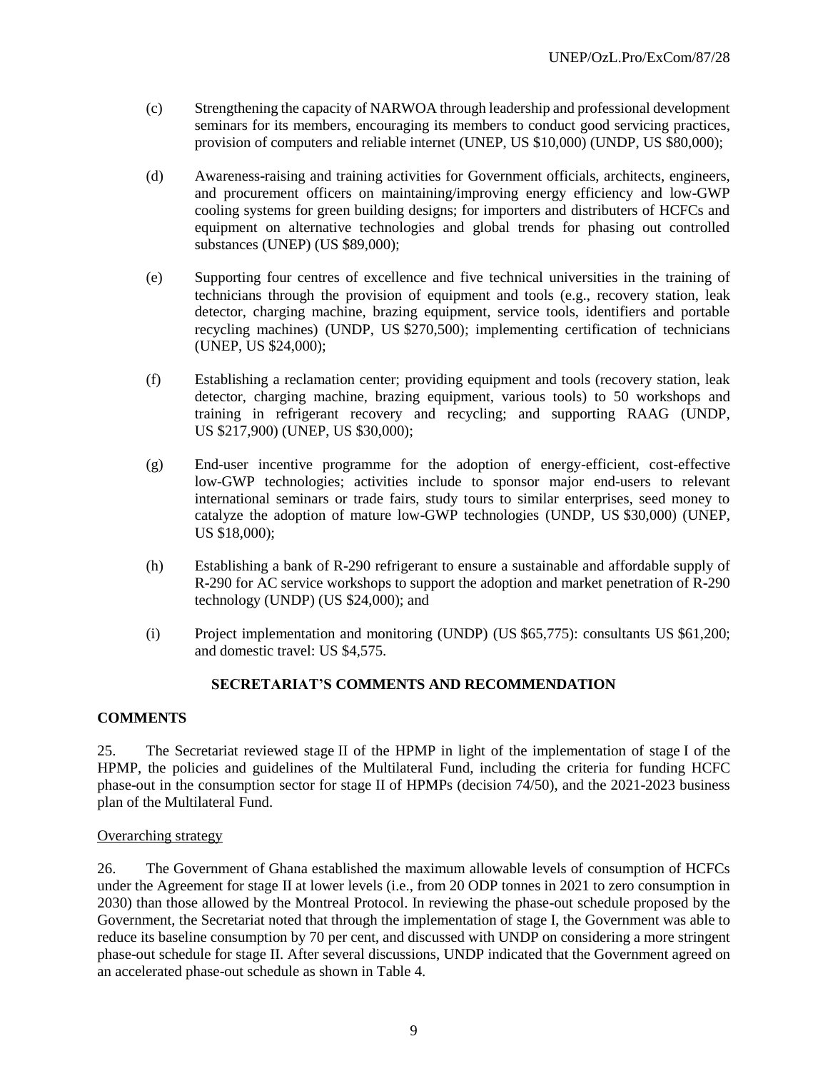(c) Strengthening the capacity of NARWOA through leadership and professional development seminars for its members, encouraging its members to conduct good servicing practices, provision of computers and reliable internet (UNEP, US $10,000) (UNDP, US $80,000);

(d) Awareness-raising and training activities for Government officials, architects, engineers, and procurement officers on maintaining/improving energy efficiency and low-GWP cooling systems for green building designs; for importers and distributers of HCFCs and equipment on alternative technologies and global trends for phasing out controlled substances (UNEP) (US $89,000);

(e) Supporting four centres of excellence and five technical universities in the training of technicians through the provision of equipment and tools (e.g., recovery station, leak detector, charging machine, brazing equipment, service tools, identifiers and portable recycling machines) (UNDP, US $270,500); implementing certification of technicians (UNEP, US $24,000);

(f) Establishing a reclamation center; providing equipment and tools (recovery station, leak detector, charging machine, brazing equipment, various tools) to 50 workshops and training in refrigerant recovery and recycling; and supporting RAAG (UNDP, US $217,900) (UNEP, US $30,000);

(g) End-user incentive programme for the adoption of energy-efficient, cost-effective low-GWP technologies; activities include to sponsor major end-users to relevant international seminars or trade fairs, study tours to similar enterprises, seed money to catalyze the adoption of mature low-GWP technologies (UNDP, US $30,000) (UNEP, US $18,000);

(h) Establishing a bank of R-290 refrigerant to ensure a sustainable and affordable supply of R-290 for AC service workshops to support the adoption and market penetration of R-290 technology (UNDP) (US $24,000); and

(i) Project implementation and monitoring (UNDP) (US $65,775): consultants US $61,200; and domestic travel: US $4,575.

## SECRETARIAT'S COMMENTS AND RECOMMENDATION

### COMMENTS

25. The Secretariat reviewed stage II of the HPMP in light of the implementation of stage I of the HPMP, the policies and guidelines of the Multilateral Fund, including the criteria for funding HCFC phase-out in the consumption sector for stage II of HPMPs (decision 74/50), and the 2021-2023 business plan of the Multilateral Fund.

#### Overarching strategy

26. The Government of Ghana established the maximum allowable levels of consumption of HCFCs under the Agreement for stage II at lower levels (i.e., from 20 ODP tonnes in 2021 to zero consumption in 2030) than those allowed by the Montreal Protocol. In reviewing the phase-out schedule proposed by the Government, the Secretariat noted that through the implementation of stage I, the Government was able to reduce its baseline consumption by 70 per cent, and discussed with UNDP on considering a more stringent phase-out schedule for stage II. After several discussions, UNDP indicated that the Government agreed on an accelerated phase-out schedule as shown in Table 4.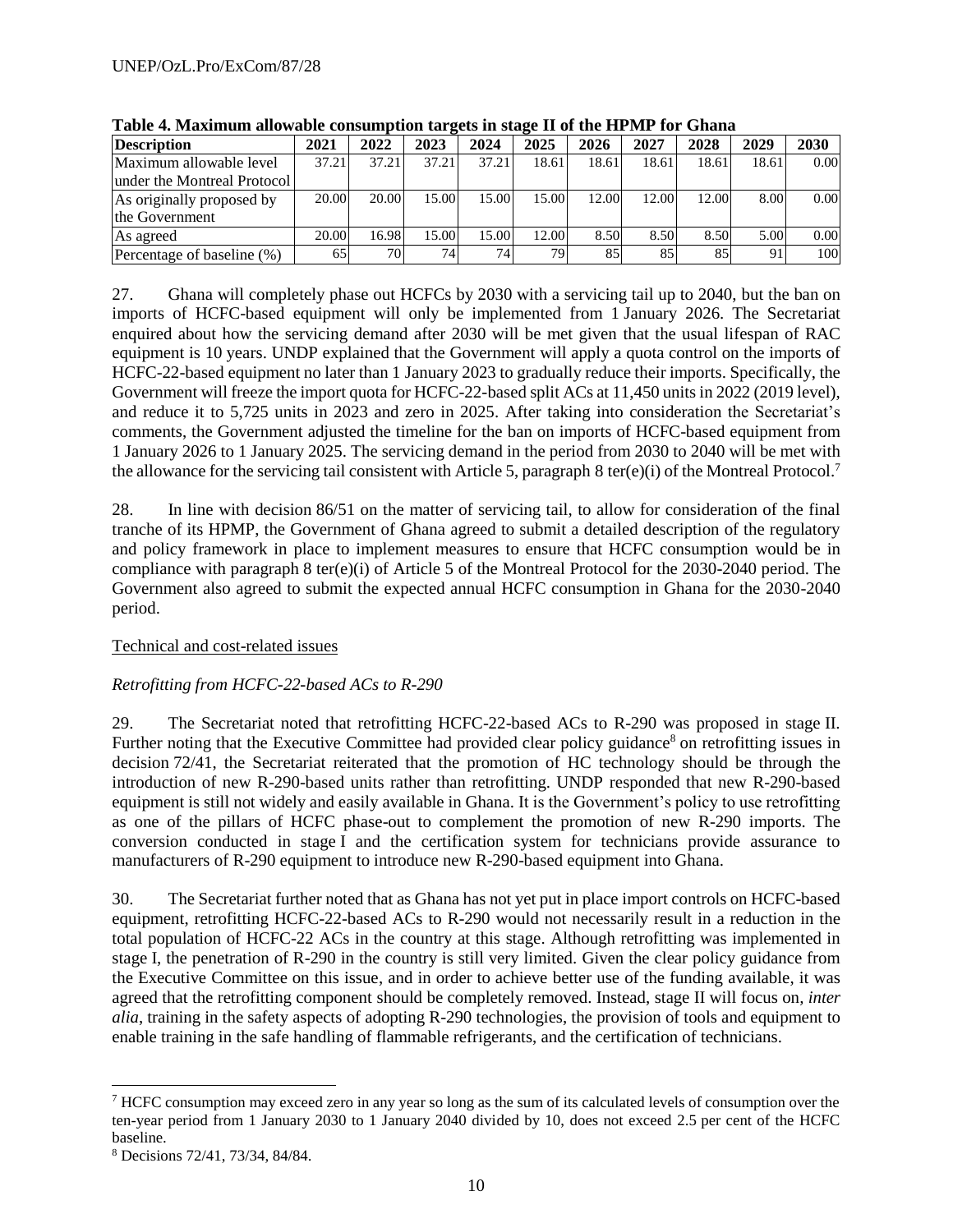**Table 4. Maximum allowable consumption targets in stage II of the HPMP for Ghana**

| Description | 2021 | 2022 | 2023 | 2024 | 2025 | 2026 | 2027 | 2028 | 2029 | 2030 |
|---|---|---|---|---|---|---|---|---|---|---|
| Maximum allowable level under the Montreal Protocol | 37.21 | 37.21 | 37.21 | 37.21 | 18.61 | 18.61 | 18.61 | 18.61 | 18.61 | 0.00 |
| As originally proposed by the Government | 20.00 | 20.00 | 15.00 | 15.00 | 15.00 | 12.00 | 12.00 | 12.00 | 8.00 | 0.00 |
| As agreed | 20.00 | 16.98 | 15.00 | 15.00 | 12.00 | 8.50 | 8.50 | 8.50 | 5.00 | 0.00 |
| Percentage of baseline (%) | 65 | 70 | 74 | 74 | 79 | 85 | 85 | 85 | 91 | 100 |

27. Ghana will completely phase out HCFCs by 2030 with a servicing tail up to 2040, but the ban on imports of HCFC-based equipment will only be implemented from 1 January 2026. The Secretariat enquired about how the servicing demand after 2030 will be met given that the usual lifespan of RAC equipment is 10 years. UNDP explained that the Government will apply a quota control on the imports of HCFC-22-based equipment no later than 1 January 2023 to gradually reduce their imports. Specifically, the Government will freeze the import quota for HCFC-22-based split ACs at 11,450 units in 2022 (2019 level), and reduce it to 5,725 units in 2023 and zero in 2025. After taking into consideration the Secretariat's comments, the Government adjusted the timeline for the ban on imports of HCFC-based equipment from 1 January 2026 to 1 January 2025. The servicing demand in the period from 2030 to 2040 will be met with the allowance for the servicing tail consistent with Article 5, paragraph 8 ter(e)(i) of the Montreal Protocol.[7]

28. In line with decision 86/51 on the matter of servicing tail, to allow for consideration of the final tranche of its HPMP, the Government of Ghana agreed to submit a detailed description of the regulatory and policy framework in place to implement measures to ensure that HCFC consumption would be in compliance with paragraph 8 ter(e)(i) of Article 5 of the Montreal Protocol for the 2030-2040 period. The Government also agreed to submit the expected annual HCFC consumption in Ghana for the 2030-2040 period.

Technical and cost-related issues

*Retrofitting from HCFC-22-based ACs to R-290*

29. The Secretariat noted that retrofitting HCFC-22-based ACs to R-290 was proposed in stage II. Further noting that the Executive Committee had provided clear policy guidance[8] on retrofitting issues in decision 72/41, the Secretariat reiterated that the promotion of HC technology should be through the introduction of new R-290-based units rather than retrofitting. UNDP responded that new R-290-based equipment is still not widely and easily available in Ghana. It is the Government's policy to use retrofitting as one of the pillars of HCFC phase-out to complement the promotion of new R-290 imports. The conversion conducted in stage I and the certification system for technicians provide assurance to manufacturers of R-290 equipment to introduce new R-290-based equipment into Ghana.

30. The Secretariat further noted that as Ghana has not yet put in place import controls on HCFC-based equipment, retrofitting HCFC-22-based ACs to R-290 would not necessarily result in a reduction in the total population of HCFC-22 ACs in the country at this stage. Although retrofitting was implemented in stage I, the penetration of R-290 in the country is still very limited. Given the clear policy guidance from the Executive Committee on this issue, and in order to achieve better use of the funding available, it was agreed that the retrofitting component should be completely removed. Instead, stage II will focus on, *inter alia*, training in the safety aspects of adopting R-290 technologies, the provision of tools and equipment to enable training in the safe handling of flammable refrigerants, and the certification of technicians.

[7] HCFC consumption may exceed zero in any year so long as the sum of its calculated levels of consumption over the ten-year period from 1 January 2030 to 1 January 2040 divided by 10, does not exceed 2.5 per cent of the HCFC baseline.

[8] Decisions 72/41, 73/34, 84/84.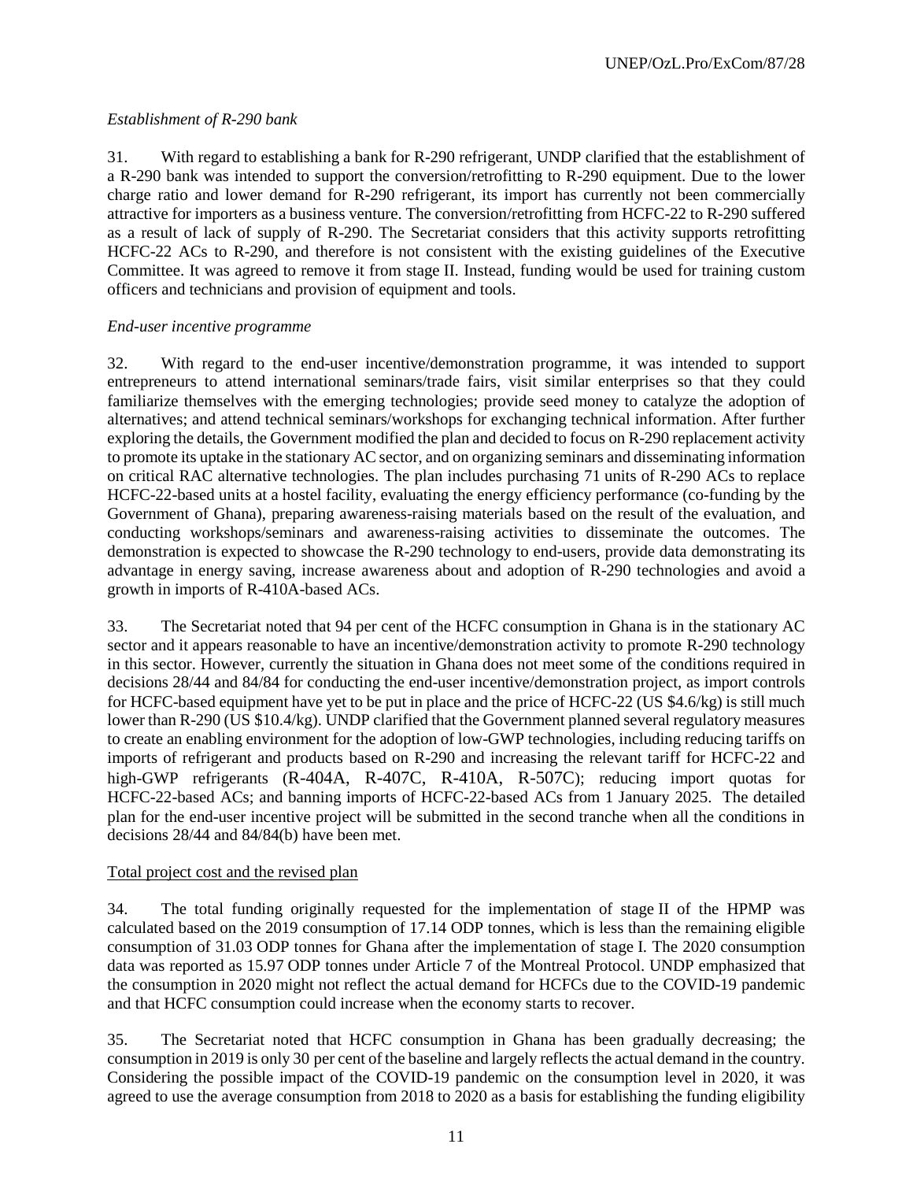*Establishment of R-290 bank*

31. With regard to establishing a bank for R-290 refrigerant, UNDP clarified that the establishment of a R-290 bank was intended to support the conversion/retrofitting to R-290 equipment. Due to the lower charge ratio and lower demand for R-290 refrigerant, its import has currently not been commercially attractive for importers as a business venture. The conversion/retrofitting from HCFC-22 to R-290 suffered as a result of lack of supply of R-290. The Secretariat considers that this activity supports retrofitting HCFC-22 ACs to R-290, and therefore is not consistent with the existing guidelines of the Executive Committee. It was agreed to remove it from stage II. Instead, funding would be used for training custom officers and technicians and provision of equipment and tools.

*End-user incentive programme*

32. With regard to the end-user incentive/demonstration programme, it was intended to support entrepreneurs to attend international seminars/trade fairs, visit similar enterprises so that they could familiarize themselves with the emerging technologies; provide seed money to catalyze the adoption of alternatives; and attend technical seminars/workshops for exchanging technical information. After further exploring the details, the Government modified the plan and decided to focus on R-290 replacement activity to promote its uptake in the stationary AC sector, and on organizing seminars and disseminating information on critical RAC alternative technologies. The plan includes purchasing 71 units of R-290 ACs to replace HCFC-22-based units at a hostel facility, evaluating the energy efficiency performance (co-funding by the Government of Ghana), preparing awareness-raising materials based on the result of the evaluation, and conducting workshops/seminars and awareness-raising activities to disseminate the outcomes. The demonstration is expected to showcase the R-290 technology to end-users, provide data demonstrating its advantage in energy saving, increase awareness about and adoption of R-290 technologies and avoid a growth in imports of R-410A-based ACs.

33. The Secretariat noted that 94 per cent of the HCFC consumption in Ghana is in the stationary AC sector and it appears reasonable to have an incentive/demonstration activity to promote R-290 technology in this sector. However, currently the situation in Ghana does not meet some of the conditions required in decisions 28/44 and 84/84 for conducting the end-user incentive/demonstration project, as import controls for HCFC-based equipment have yet to be put in place and the price of HCFC-22 (US $4.6/kg) is still much lower than R-290 (US $10.4/kg). UNDP clarified that the Government planned several regulatory measures to create an enabling environment for the adoption of low-GWP technologies, including reducing tariffs on imports of refrigerant and products based on R-290 and increasing the relevant tariff for HCFC-22 and high-GWP refrigerants (R-404A, R-407C, R-410A, R-507C); reducing import quotas for HCFC-22-based ACs; and banning imports of HCFC-22-based ACs from 1 January 2025. The detailed plan for the end-user incentive project will be submitted in the second tranche when all the conditions in decisions 28/44 and 84/84(b) have been met.

<u>Total project cost and the revised plan</u>

34. The total funding originally requested for the implementation of stage II of the HPMP was calculated based on the 2019 consumption of 17.14 ODP tonnes, which is less than the remaining eligible consumption of 31.03 ODP tonnes for Ghana after the implementation of stage I. The 2020 consumption data was reported as 15.97 ODP tonnes under Article 7 of the Montreal Protocol. UNDP emphasized that the consumption in 2020 might not reflect the actual demand for HCFCs due to the COVID-19 pandemic and that HCFC consumption could increase when the economy starts to recover.

35. The Secretariat noted that HCFC consumption in Ghana has been gradually decreasing; the consumption in 2019 is only 30 per cent of the baseline and largely reflects the actual demand in the country. Considering the possible impact of the COVID-19 pandemic on the consumption level in 2020, it was agreed to use the average consumption from 2018 to 2020 as a basis for establishing the funding eligibility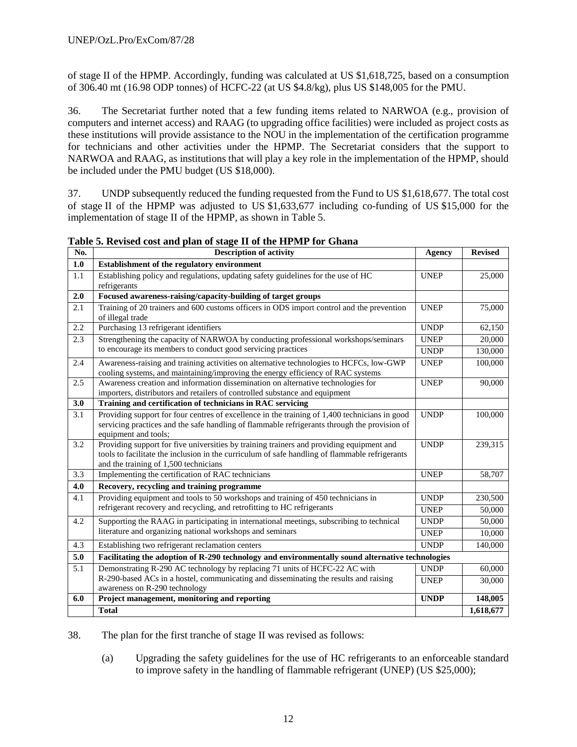of stage II of the HPMP. Accordingly, funding was calculated at US $1,618,725, based on a consumption of 306.40 mt (16.98 ODP tonnes) of HCFC-22 (at US $4.8/kg), plus US $148,005 for the PMU.

36. The Secretariat further noted that a few funding items related to NARWOA (e.g., provision of computers and internet access) and RAAG (to upgrading office facilities) were included as project costs as these institutions will provide assistance to the NOU in the implementation of the certification programme for technicians and other activities under the HPMP. The Secretariat considers that the support to NARWOA and RAAG, as institutions that will play a key role in the implementation of the HPMP, should be included under the PMU budget (US $18,000).

37. UNDP subsequently reduced the funding requested from the Fund to US $1,618,677. The total cost of stage II of the HPMP was adjusted to US $1,633,677 including co-funding of US $15,000 for the implementation of stage II of the HPMP, as shown in Table 5.

**Table 5. Revised cost and plan of stage II of the HPMP for Ghana**

| No. | Description of activity | Agency | Revised |
|---|---|---|---|
| **1.0** | **Establishment of the regulatory environment** | | |
| 1.1 | Establishing policy and regulations, updating safety guidelines for the use of HC refrigerants | UNEP | 25,000 |
| **2.0** | **Focused awareness-raising/capacity-building of target groups** | | |
| 2.1 | Training of 20 trainers and 600 customs officers in ODS import control and the prevention of illegal trade | UNEP | 75,000 |
| 2.2 | Purchasing 13 refrigerant identifiers | UNDP | 62,150 |
| 2.3 | Strengthening the capacity of NARWOA by conducting professional workshops/seminars to encourage its members to conduct good servicing practices | UNEP | 20,000 |
| | | UNDP | 130,000 |
| 2.4 | Awareness-raising and training activities on alternative technologies to HCFCs, low-GWP cooling systems, and maintaining/improving the energy efficiency of RAC systems | UNEP | 100,000 |
| 2.5 | Awareness creation and information dissemination on alternative technologies for importers, distributors and retailers of controlled substance and equipment | UNEP | 90,000 |
| **3.0** | **Training and certification of technicians in RAC servicing** | | |
| 3.1 | Providing support for four centres of excellence in the training of 1,400 technicians in good servicing practices and the safe handling of flammable refrigerants through the provision of equipment and tools; | UNDP | 100,000 |
| 3.2 | Providing support for five universities by training trainers and providing equipment and tools to facilitate the inclusion in the curriculum of safe handling of flammable refrigerants and the training of 1,500 technicians | UNDP | 239,315 |
| 3.3 | Implementing the certification of RAC technicians | UNEP | 58,707 |
| **4.0** | **Recovery, recycling and training programme** | | |
| 4.1 | Providing equipment and tools to 50 workshops and training of 450 technicians in refrigerant recovery and recycling, and retrofitting to HC refrigerants | UNDP | 230,500 |
| | | UNEP | 50,000 |
| 4.2 | Supporting the RAAG in participating in international meetings, subscribing to technical literature and organizing national workshops and seminars | UNDP | 50,000 |
| | | UNEP | 10,000 |
| 4.3 | Establishing two refrigerant reclamation centers | UNDP | 140,000 |
| **5.0** | **Facilitating the adoption of R-290 technology and environmentally sound alternative technologies** | | |
| 5.1 | Demonstrating R-290 AC technology by replacing 71 units of HCFC-22 AC with R-290-based ACs in a hostel, communicating and disseminating the results and raising awareness on R-290 technology | UNDP | 60,000 |
| | | UNEP | 30,000 |
| **6.0** | **Project management, monitoring and reporting** | **UNDP** | **148,005** |
| | **Total** | | **1,618,677** |

38. The plan for the first tranche of stage II was revised as follows:

(a) Upgrading the safety guidelines for the use of HC refrigerants to an enforceable standard to improve safety in the handling of flammable refrigerant (UNEP) (US $25,000);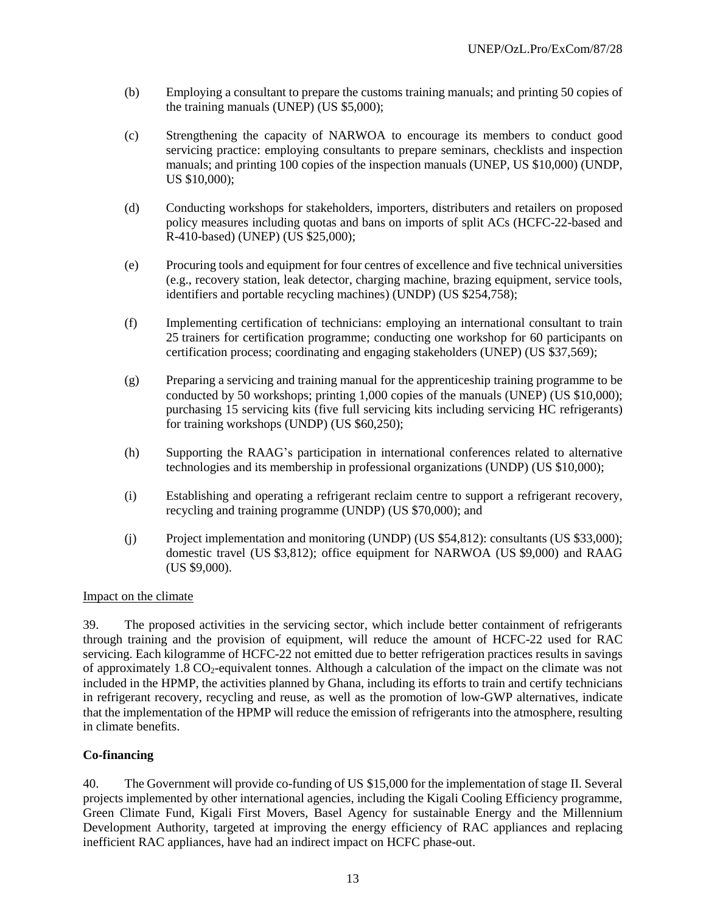(b) Employing a consultant to prepare the customs training manuals; and printing 50 copies of the training manuals (UNEP) (US $5,000);

(c) Strengthening the capacity of NARWOA to encourage its members to conduct good servicing practice: employing consultants to prepare seminars, checklists and inspection manuals; and printing 100 copies of the inspection manuals (UNEP, US $10,000) (UNDP, US $10,000);

(d) Conducting workshops for stakeholders, importers, distributers and retailers on proposed policy measures including quotas and bans on imports of split ACs (HCFC-22-based and R-410-based) (UNEP) (US $25,000);

(e) Procuring tools and equipment for four centres of excellence and five technical universities (e.g., recovery station, leak detector, charging machine, brazing equipment, service tools, identifiers and portable recycling machines) (UNDP) (US $254,758);

(f) Implementing certification of technicians: employing an international consultant to train 25 trainers for certification programme; conducting one workshop for 60 participants on certification process; coordinating and engaging stakeholders (UNEP) (US $37,569);

(g) Preparing a servicing and training manual for the apprenticeship training programme to be conducted by 50 workshops; printing 1,000 copies of the manuals (UNEP) (US $10,000); purchasing 15 servicing kits (five full servicing kits including servicing HC refrigerants) for training workshops (UNDP) (US $60,250);

(h) Supporting the RAAG's participation in international conferences related to alternative technologies and its membership in professional organizations (UNDP) (US $10,000);

(i) Establishing and operating a refrigerant reclaim centre to support a refrigerant recovery, recycling and training programme (UNDP) (US $70,000); and

(j) Project implementation and monitoring (UNDP) (US $54,812): consultants (US $33,000); domestic travel (US $3,812); office equipment for NARWOA (US $9,000) and RAAG (US $9,000).

Impact on the climate

39. The proposed activities in the servicing sector, which include better containment of refrigerants through training and the provision of equipment, will reduce the amount of HCFC-22 used for RAC servicing. Each kilogramme of HCFC-22 not emitted due to better refrigeration practices results in savings of approximately 1.8 $CO_2$-equivalent tonnes. Although a calculation of the impact on the climate was not included in the HPMP, the activities planned by Ghana, including its efforts to train and certify technicians in refrigerant recovery, recycling and reuse, as well as the promotion of low-GWP alternatives, indicate that the implementation of the HPMP will reduce the emission of refrigerants into the atmosphere, resulting in climate benefits.

**Co-financing**

40. The Government will provide co-funding of US $15,000 for the implementation of stage II. Several projects implemented by other international agencies, including the Kigali Cooling Efficiency programme, Green Climate Fund, Kigali First Movers, Basel Agency for sustainable Energy and the Millennium Development Authority, targeted at improving the energy efficiency of RAC appliances and replacing inefficient RAC appliances, have had an indirect impact on HCFC phase-out.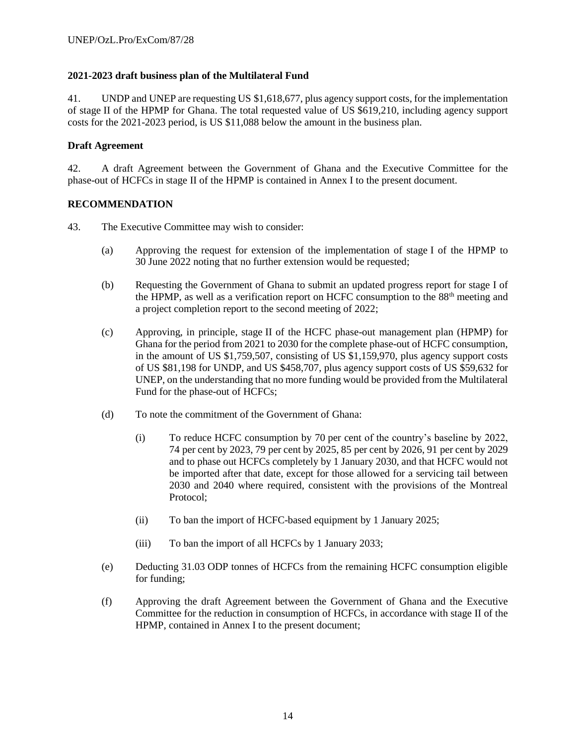**2021-2023 draft business plan of the Multilateral Fund**

41. UNDP and UNEP are requesting US $1,618,677, plus agency support costs, for the implementation of stage II of the HPMP for Ghana. The total requested value of US $619,210, including agency support costs for the 2021-2023 period, is US $11,088 below the amount in the business plan.

**Draft Agreement**

42. A draft Agreement between the Government of Ghana and the Executive Committee for the phase-out of HCFCs in stage II of the HPMP is contained in Annex I to the present document.

**RECOMMENDATION**

43. The Executive Committee may wish to consider:

(a) Approving the request for extension of the implementation of stage I of the HPMP to 30 June 2022 noting that no further extension would be requested;

(b) Requesting the Government of Ghana to submit an updated progress report for stage I of the HPMP, as well as a verification report on HCFC consumption to the 88th meeting and a project completion report to the second meeting of 2022;

(c) Approving, in principle, stage II of the HCFC phase-out management plan (HPMP) for Ghana for the period from 2021 to 2030 for the complete phase-out of HCFC consumption, in the amount of US $1,759,507, consisting of US $1,159,970, plus agency support costs of US $81,198 for UNDP, and US $458,707, plus agency support costs of US $59,632 for UNEP, on the understanding that no more funding would be provided from the Multilateral Fund for the phase-out of HCFCs;

(d) To note the commitment of the Government of Ghana:

(i) To reduce HCFC consumption by 70 per cent of the country's baseline by 2022, 74 per cent by 2023, 79 per cent by 2025, 85 per cent by 2026, 91 per cent by 2029 and to phase out HCFCs completely by 1 January 2030, and that HCFC would not be imported after that date, except for those allowed for a servicing tail between 2030 and 2040 where required, consistent with the provisions of the Montreal Protocol;

(ii) To ban the import of HCFC-based equipment by 1 January 2025;

(iii) To ban the import of all HCFCs by 1 January 2033;

(e) Deducting 31.03 ODP tonnes of HCFCs from the remaining HCFC consumption eligible for funding;

(f) Approving the draft Agreement between the Government of Ghana and the Executive Committee for the reduction in consumption of HCFCs, in accordance with stage II of the HPMP, contained in Annex I to the present document;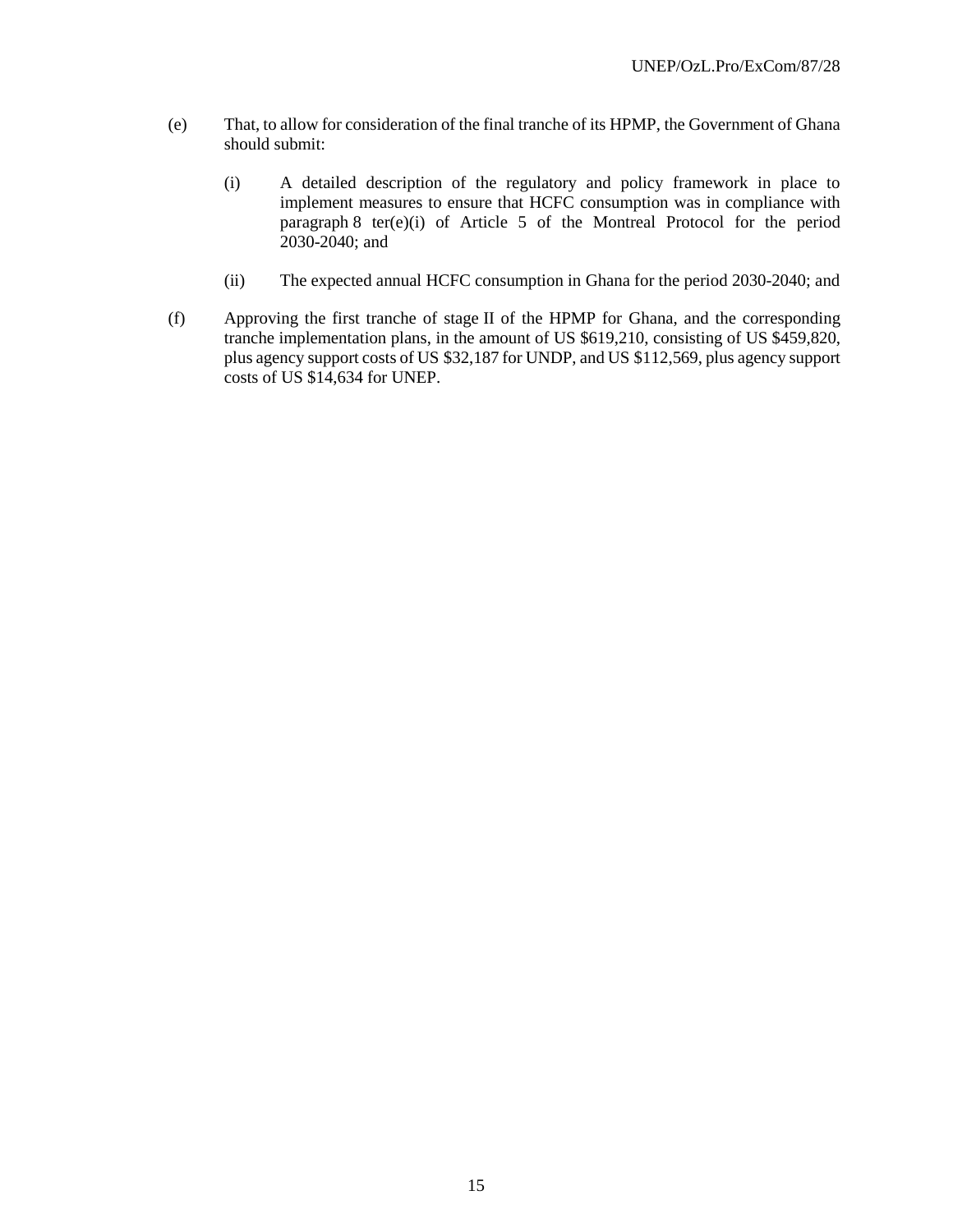(e) That, to allow for consideration of the final tranche of its HPMP, the Government of Ghana should submit:

   (i) A detailed description of the regulatory and policy framework in place to implement measures to ensure that HCFC consumption was in compliance with paragraph 8 ter(e)(i) of Article 5 of the Montreal Protocol for the period 2030-2040; and

   (ii) The expected annual HCFC consumption in Ghana for the period 2030-2040; and

(f) Approving the first tranche of stage II of the HPMP for Ghana, and the corresponding tranche implementation plans, in the amount of US $619,210, consisting of US $459,820, plus agency support costs of US $32,187 for UNDP, and US $112,569, plus agency support costs of US $14,634 for UNEP.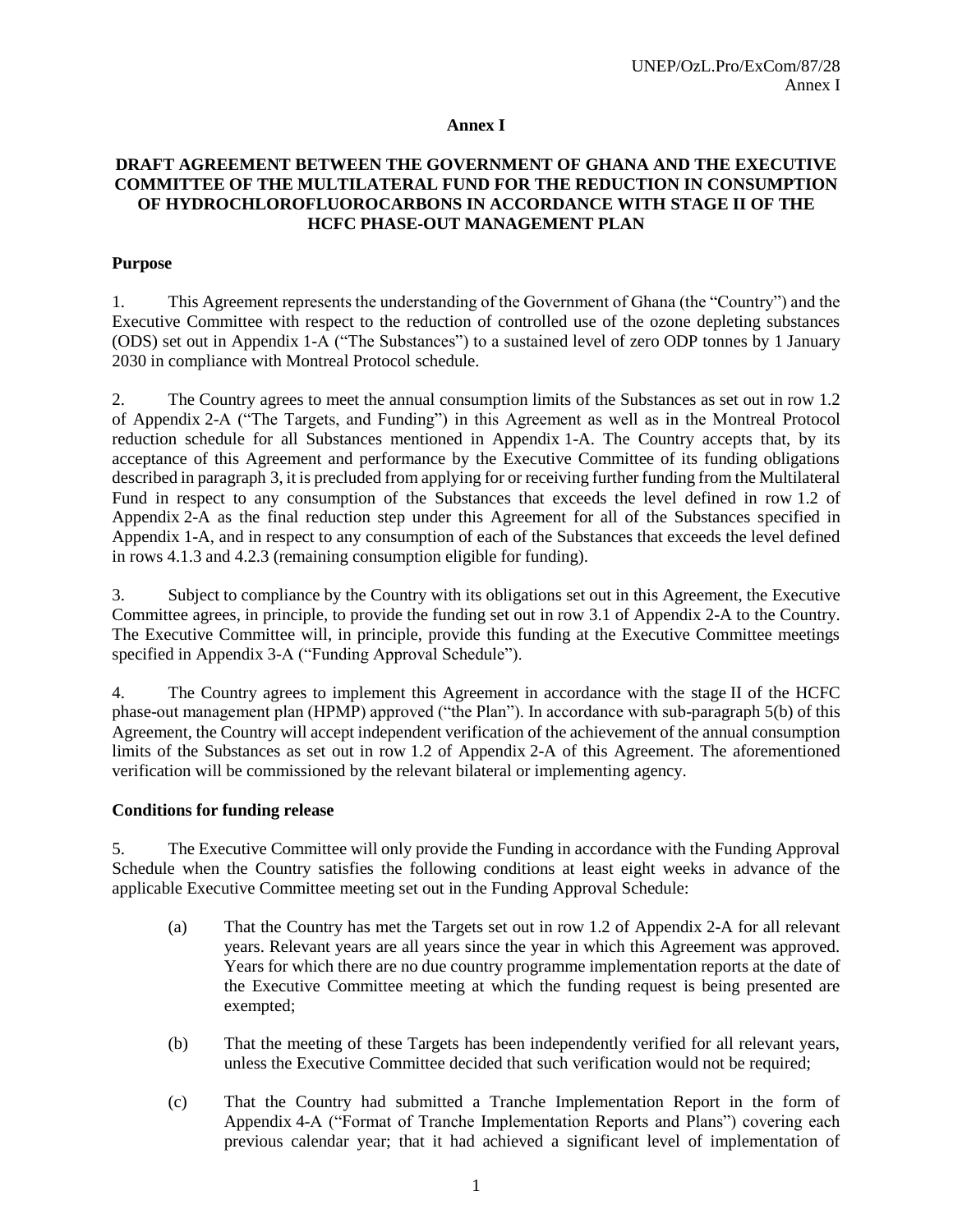# Annex I

## DRAFT AGREEMENT BETWEEN THE GOVERNMENT OF GHANA AND THE EXECUTIVE COMMITTEE OF THE MULTILATERAL FUND FOR THE REDUCTION IN CONSUMPTION OF HYDROCHLOROFLUOROCARBONS IN ACCORDANCE WITH STAGE II OF THE HCFC PHASE-OUT MANAGEMENT PLAN

### Purpose

1. This Agreement represents the understanding of the Government of Ghana (the "Country") and the Executive Committee with respect to the reduction of controlled use of the ozone depleting substances (ODS) set out in Appendix 1-A ("The Substances") to a sustained level of zero ODP tonnes by 1 January 2030 in compliance with Montreal Protocol schedule.

2. The Country agrees to meet the annual consumption limits of the Substances as set out in row 1.2 of Appendix 2-A ("The Targets, and Funding") in this Agreement as well as in the Montreal Protocol reduction schedule for all Substances mentioned in Appendix 1-A. The Country accepts that, by its acceptance of this Agreement and performance by the Executive Committee of its funding obligations described in paragraph 3, it is precluded from applying for or receiving further funding from the Multilateral Fund in respect to any consumption of the Substances that exceeds the level defined in row 1.2 of Appendix 2-A as the final reduction step under this Agreement for all of the Substances specified in Appendix 1-A, and in respect to any consumption of each of the Substances that exceeds the level defined in rows 4.1.3 and 4.2.3 (remaining consumption eligible for funding).

3. Subject to compliance by the Country with its obligations set out in this Agreement, the Executive Committee agrees, in principle, to provide the funding set out in row 3.1 of Appendix 2-A to the Country. The Executive Committee will, in principle, provide this funding at the Executive Committee meetings specified in Appendix 3-A ("Funding Approval Schedule").

4. The Country agrees to implement this Agreement in accordance with the stage II of the HCFC phase-out management plan (HPMP) approved ("the Plan"). In accordance with sub-paragraph 5(b) of this Agreement, the Country will accept independent verification of the achievement of the annual consumption limits of the Substances as set out in row 1.2 of Appendix 2-A of this Agreement. The aforementioned verification will be commissioned by the relevant bilateral or implementing agency.

### Conditions for funding release

5. The Executive Committee will only provide the Funding in accordance with the Funding Approval Schedule when the Country satisfies the following conditions at least eight weeks in advance of the applicable Executive Committee meeting set out in the Funding Approval Schedule:

   (a) That the Country has met the Targets set out in row 1.2 of Appendix 2-A for all relevant years. Relevant years are all years since the year in which this Agreement was approved. Years for which there are no due country programme implementation reports at the date of the Executive Committee meeting at which the funding request is being presented are exempted;

   (b) That the meeting of these Targets has been independently verified for all relevant years, unless the Executive Committee decided that such verification would not be required;

   (c) That the Country had submitted a Tranche Implementation Report in the form of Appendix 4-A ("Format of Tranche Implementation Reports and Plans") covering each previous calendar year; that it had achieved a significant level of implementation of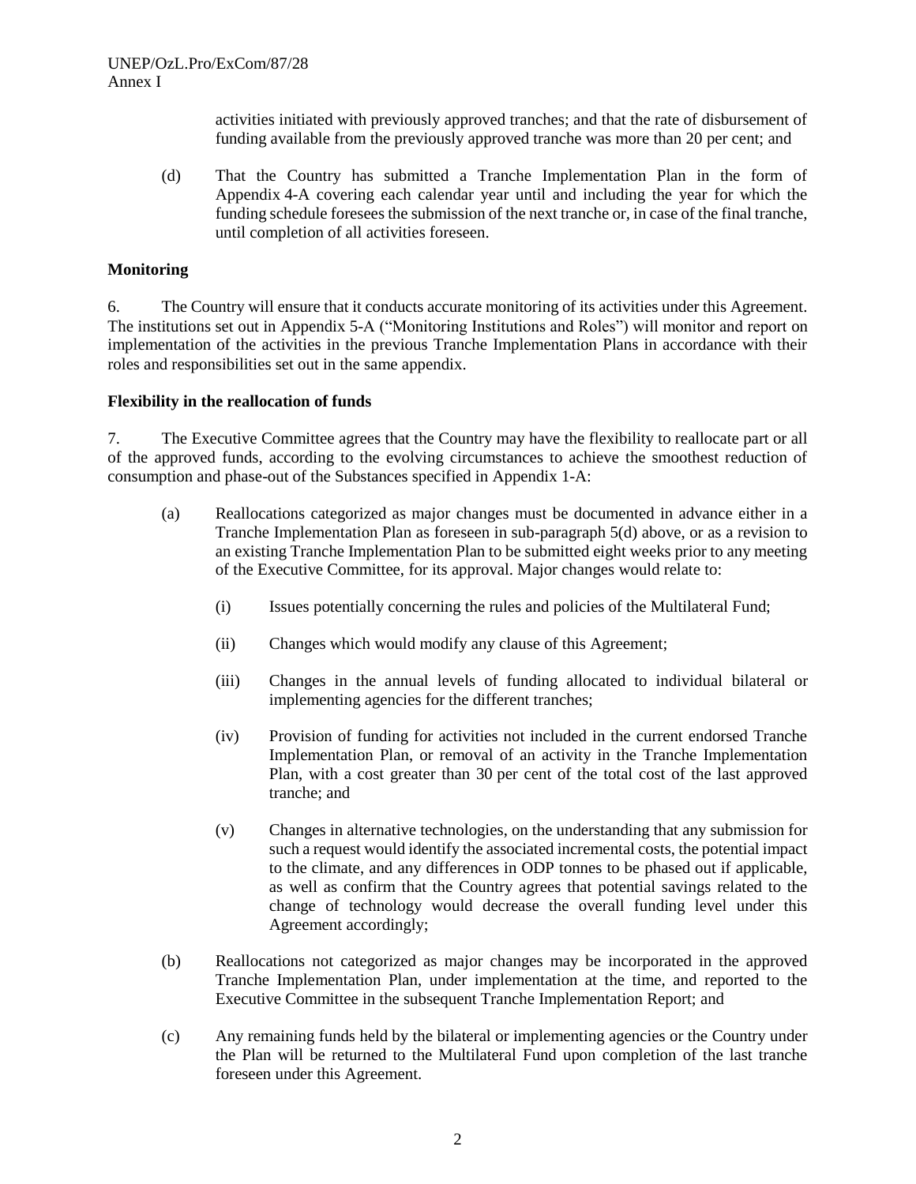activities initiated with previously approved tranches; and that the rate of disbursement of funding available from the previously approved tranche was more than 20 per cent; and

(d) That the Country has submitted a Tranche Implementation Plan in the form of Appendix 4-A covering each calendar year until and including the year for which the funding schedule foresees the submission of the next tranche or, in case of the final tranche, until completion of all activities foreseen.

**Monitoring**

6. The Country will ensure that it conducts accurate monitoring of its activities under this Agreement. The institutions set out in Appendix 5-A ("Monitoring Institutions and Roles") will monitor and report on implementation of the activities in the previous Tranche Implementation Plans in accordance with their roles and responsibilities set out in the same appendix.

**Flexibility in the reallocation of funds**

7. The Executive Committee agrees that the Country may have the flexibility to reallocate part or all of the approved funds, according to the evolving circumstances to achieve the smoothest reduction of consumption and phase-out of the Substances specified in Appendix 1-A:

(a) Reallocations categorized as major changes must be documented in advance either in a Tranche Implementation Plan as foreseen in sub-paragraph 5(d) above, or as a revision to an existing Tranche Implementation Plan to be submitted eight weeks prior to any meeting of the Executive Committee, for its approval. Major changes would relate to:

(i) Issues potentially concerning the rules and policies of the Multilateral Fund;

(ii) Changes which would modify any clause of this Agreement;

(iii) Changes in the annual levels of funding allocated to individual bilateral or implementing agencies for the different tranches;

(iv) Provision of funding for activities not included in the current endorsed Tranche Implementation Plan, or removal of an activity in the Tranche Implementation Plan, with a cost greater than 30 per cent of the total cost of the last approved tranche; and

(v) Changes in alternative technologies, on the understanding that any submission for such a request would identify the associated incremental costs, the potential impact to the climate, and any differences in ODP tonnes to be phased out if applicable, as well as confirm that the Country agrees that potential savings related to the change of technology would decrease the overall funding level under this Agreement accordingly;

(b) Reallocations not categorized as major changes may be incorporated in the approved Tranche Implementation Plan, under implementation at the time, and reported to the Executive Committee in the subsequent Tranche Implementation Report; and

(c) Any remaining funds held by the bilateral or implementing agencies or the Country under the Plan will be returned to the Multilateral Fund upon completion of the last tranche foreseen under this Agreement.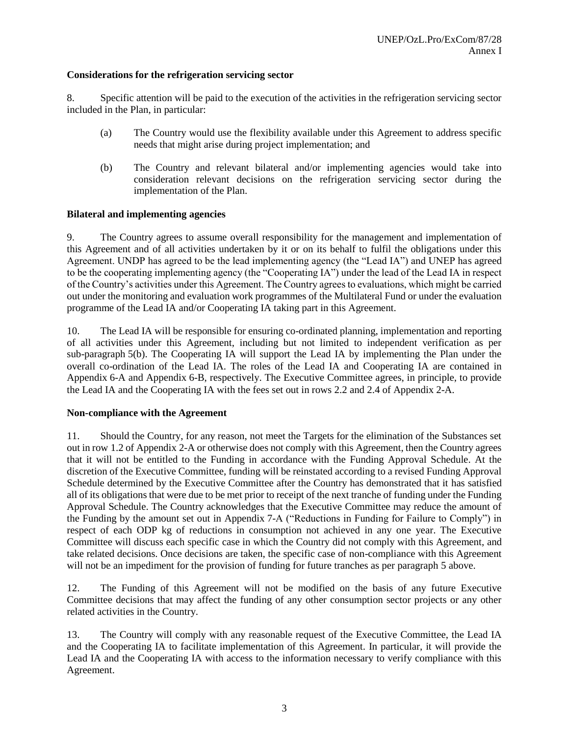**Considerations for the refrigeration servicing sector**

8. Specific attention will be paid to the execution of the activities in the refrigeration servicing sector included in the Plan, in particular:

(a) The Country would use the flexibility available under this Agreement to address specific needs that might arise during project implementation; and

(b) The Country and relevant bilateral and/or implementing agencies would take into consideration relevant decisions on the refrigeration servicing sector during the implementation of the Plan.

**Bilateral and implementing agencies**

9. The Country agrees to assume overall responsibility for the management and implementation of this Agreement and of all activities undertaken by it or on its behalf to fulfil the obligations under this Agreement. UNDP has agreed to be the lead implementing agency (the "Lead IA") and UNEP has agreed to be the cooperating implementing agency (the "Cooperating IA") under the lead of the Lead IA in respect of the Country's activities under this Agreement. The Country agrees to evaluations, which might be carried out under the monitoring and evaluation work programmes of the Multilateral Fund or under the evaluation programme of the Lead IA and/or Cooperating IA taking part in this Agreement.

10. The Lead IA will be responsible for ensuring co-ordinated planning, implementation and reporting of all activities under this Agreement, including but not limited to independent verification as per sub-paragraph 5(b). The Cooperating IA will support the Lead IA by implementing the Plan under the overall co-ordination of the Lead IA. The roles of the Lead IA and Cooperating IA are contained in Appendix 6-A and Appendix 6-B, respectively. The Executive Committee agrees, in principle, to provide the Lead IA and the Cooperating IA with the fees set out in rows 2.2 and 2.4 of Appendix 2-A.

**Non-compliance with the Agreement**

11. Should the Country, for any reason, not meet the Targets for the elimination of the Substances set out in row 1.2 of Appendix 2-A or otherwise does not comply with this Agreement, then the Country agrees that it will not be entitled to the Funding in accordance with the Funding Approval Schedule. At the discretion of the Executive Committee, funding will be reinstated according to a revised Funding Approval Schedule determined by the Executive Committee after the Country has demonstrated that it has satisfied all of its obligations that were due to be met prior to receipt of the next tranche of funding under the Funding Approval Schedule. The Country acknowledges that the Executive Committee may reduce the amount of the Funding by the amount set out in Appendix 7-A ("Reductions in Funding for Failure to Comply") in respect of each ODP kg of reductions in consumption not achieved in any one year. The Executive Committee will discuss each specific case in which the Country did not comply with this Agreement, and take related decisions. Once decisions are taken, the specific case of non-compliance with this Agreement will not be an impediment for the provision of funding for future tranches as per paragraph 5 above.

12. The Funding of this Agreement will not be modified on the basis of any future Executive Committee decisions that may affect the funding of any other consumption sector projects or any other related activities in the Country.

13. The Country will comply with any reasonable request of the Executive Committee, the Lead IA and the Cooperating IA to facilitate implementation of this Agreement. In particular, it will provide the Lead IA and the Cooperating IA with access to the information necessary to verify compliance with this Agreement.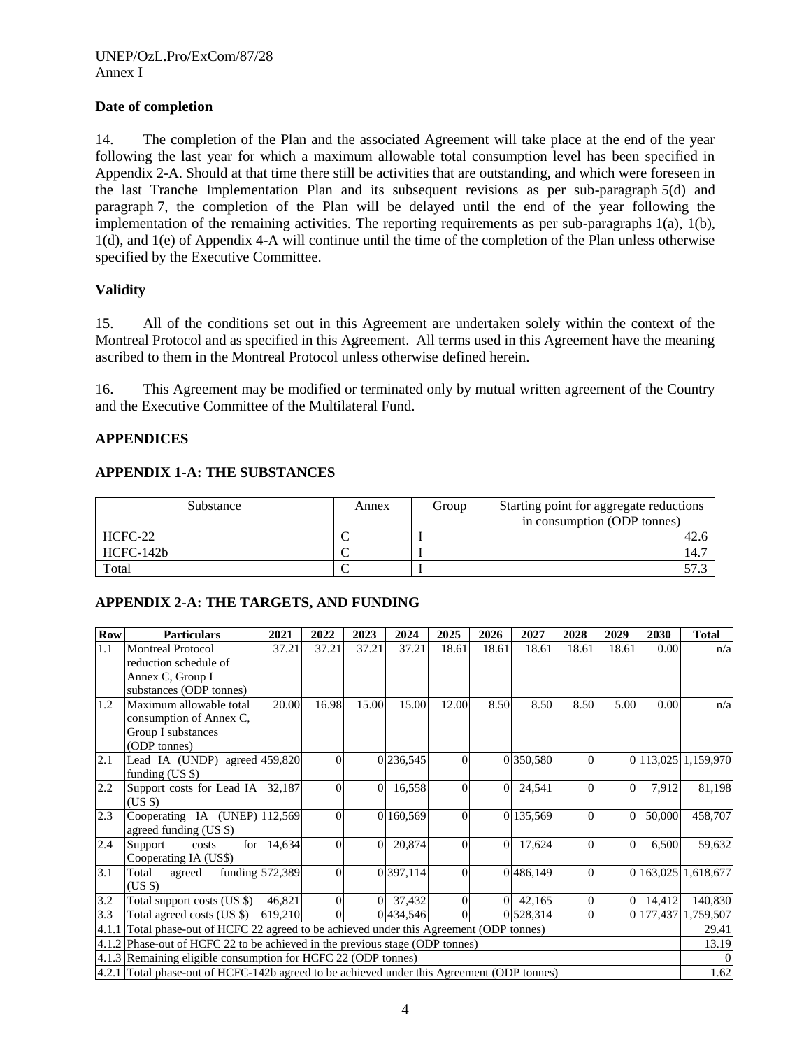**Date of completion**

14. The completion of the Plan and the associated Agreement will take place at the end of the year following the last year for which a maximum allowable total consumption level has been specified in Appendix 2-A. Should at that time there still be activities that are outstanding, and which were foreseen in the last Tranche Implementation Plan and its subsequent revisions as per sub-paragraph 5(d) and paragraph 7, the completion of the Plan will be delayed until the end of the year following the implementation of the remaining activities. The reporting requirements as per sub-paragraphs 1(a), 1(b), 1(d), and 1(e) of Appendix 4-A will continue until the time of the completion of the Plan unless otherwise specified by the Executive Committee.

**Validity**

15. All of the conditions set out in this Agreement are undertaken solely within the context of the Montreal Protocol and as specified in this Agreement. All terms used in this Agreement have the meaning ascribed to them in the Montreal Protocol unless otherwise defined herein.

16. This Agreement may be modified or terminated only by mutual written agreement of the Country and the Executive Committee of the Multilateral Fund.

## APPENDICES

### APPENDIX 1-A: THE SUBSTANCES

| Substance | Annex | Group | Starting point for aggregate reductions in consumption (ODP tonnes) |
|---|---|---|---|
| HCFC-22 | C | I | 42.6 |
| HCFC-142b | C | I | 14.7 |
| Total | C | I | 57.3 |

### APPENDIX 2-A: THE TARGETS, AND FUNDING

| Row | Particulars | 2021 | 2022 | 2023 | 2024 | 2025 | 2026 | 2027 | 2028 | 2029 | 2030 | Total |
|---|---|---|---|---|---|---|---|---|---|---|---|---|
| 1.1 | Montreal Protocol reduction schedule of Annex C, Group I substances (ODP tonnes) | 37.21 | 37.21 | 37.21 | 37.21 | 18.61 | 18.61 | 18.61 | 18.61 | 18.61 | 0.00 | n/a |
| 1.2 | Maximum allowable total consumption of Annex C, Group I substances (ODP tonnes) | 20.00 | 16.98 | 15.00 | 15.00 | 12.00 | 8.50 | 8.50 | 8.50 | 5.00 | 0.00 | n/a |
| 2.1 | Lead IA (UNDP) agreed funding (US $) | 459,820 | 0 | 0 | 236,545 | 0 | 0 | 350,580 | 0 | 0 | 113,025 | 1,159,970 |
| 2.2 | Support costs for Lead IA (US $) | 32,187 | 0 | 0 | 16,558 | 0 | 0 | 24,541 | 0 | 0 | 7,912 | 81,198 |
| 2.3 | Cooperating IA (UNEP) agreed funding (US $) | 112,569 | 0 | 0 | 160,569 | 0 | 0 | 135,569 | 0 | 0 | 50,000 | 458,707 |
| 2.4 | Support costs for Cooperating IA (US$) | 14,634 | 0 | 0 | 20,874 | 0 | 0 | 17,624 | 0 | 0 | 6,500 | 59,632 |
| 3.1 | Total agreed funding (US $) | 572,389 | 0 | 0 | 397,114 | 0 | 0 | 486,149 | 0 | 0 | 163,025 | 1,618,677 |
| 3.2 | Total support costs (US $) | 46,821 | 0 | 0 | 37,432 | 0 | 0 | 42,165 | 0 | 0 | 14,412 | 140,830 |
| 3.3 | Total agreed costs (US $) | 619,210 | 0 | 0 | 434,546 | 0 | 0 | 528,314 | 0 | 0 | 177,437 | 1,759,507 |
| 4.1.1 | Total phase-out of HCFC 22 agreed to be achieved under this Agreement (ODP tonnes) | | | | | | | | | | | 29.41 |
| 4.1.2 | Phase-out of HCFC 22 to be achieved in the previous stage (ODP tonnes) | | | | | | | | | | | 13.19 |
| 4.1.3 | Remaining eligible consumption for HCFC 22 (ODP tonnes) | | | | | | | | | | | 0 |
| 4.2.1 | Total phase-out of HCFC-142b agreed to be achieved under this Agreement (ODP tonnes) | | | | | | | | | | | 1.62 |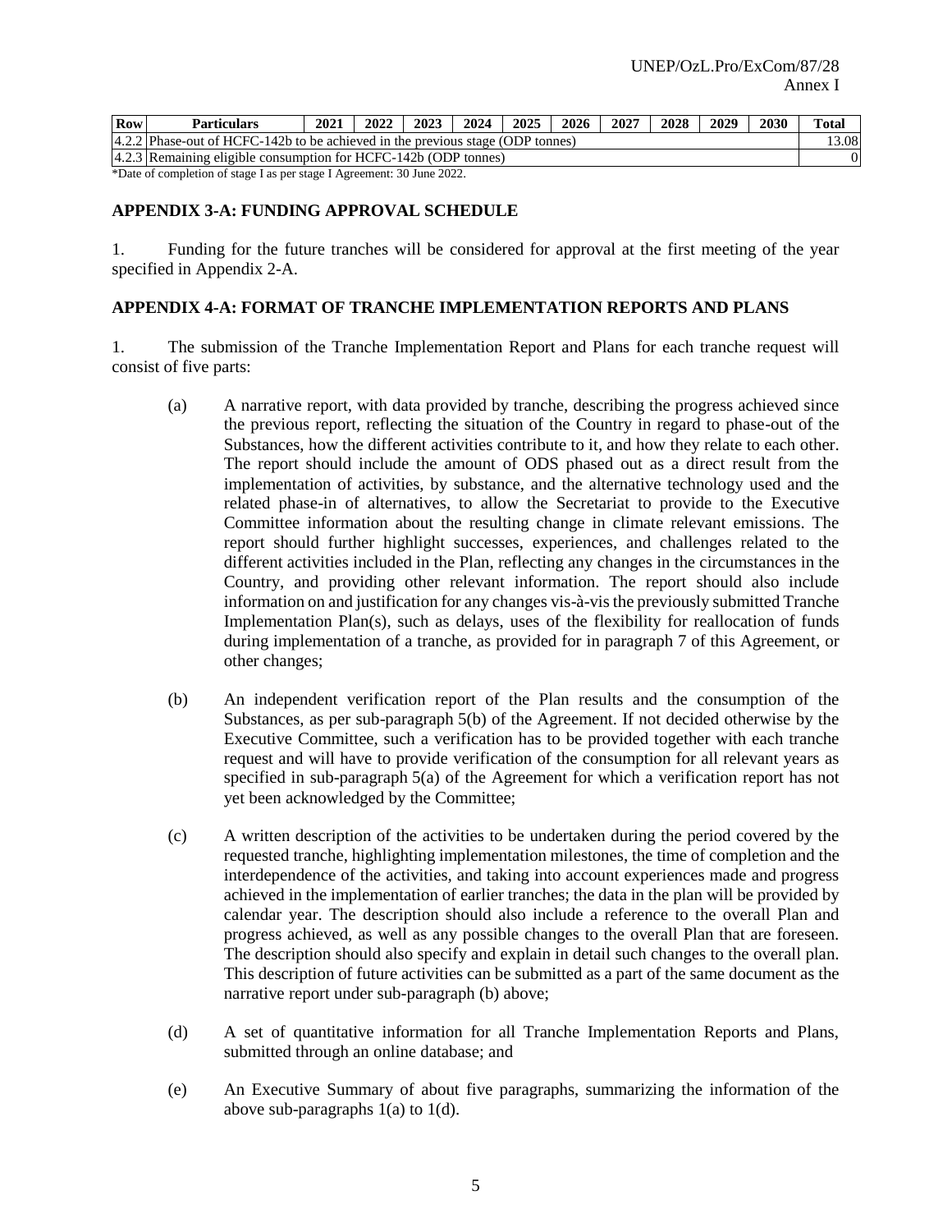| Row | Particulars | 2021 | 2022 | 2023 | 2024 | 2025 | 2026 | 2027 | 2028 | 2029 | 2030 | Total |
|---|---|---|---|---|---|---|---|---|---|---|---|---|
| 4.2.2 | Phase-out of HCFC-142b to be achieved in the previous stage (ODP tonnes) | | | | | | | | | | | 13.08 |
| 4.2.3 | Remaining eligible consumption for HCFC-142b (ODP tonnes) | | | | | | | | | | | 0 |

*Date of completion of stage I as per stage I Agreement: 30 June 2022.

## APPENDIX 3-A: FUNDING APPROVAL SCHEDULE

1. Funding for the future tranches will be considered for approval at the first meeting of the year specified in Appendix 2-A.

## APPENDIX 4-A: FORMAT OF TRANCHE IMPLEMENTATION REPORTS AND PLANS

1. The submission of the Tranche Implementation Report and Plans for each tranche request will consist of five parts:

(a) A narrative report, with data provided by tranche, describing the progress achieved since the previous report, reflecting the situation of the Country in regard to phase-out of the Substances, how the different activities contribute to it, and how they relate to each other. The report should include the amount of ODS phased out as a direct result from the implementation of activities, by substance, and the alternative technology used and the related phase-in of alternatives, to allow the Secretariat to provide to the Executive Committee information about the resulting change in climate relevant emissions. The report should further highlight successes, experiences, and challenges related to the different activities included in the Plan, reflecting any changes in the circumstances in the Country, and providing other relevant information. The report should also include information on and justification for any changes vis-à-vis the previously submitted Tranche Implementation Plan(s), such as delays, uses of the flexibility for reallocation of funds during implementation of a tranche, as provided for in paragraph 7 of this Agreement, or other changes;

(b) An independent verification report of the Plan results and the consumption of the Substances, as per sub-paragraph 5(b) of the Agreement. If not decided otherwise by the Executive Committee, such a verification has to be provided together with each tranche request and will have to provide verification of the consumption for all relevant years as specified in sub-paragraph 5(a) of the Agreement for which a verification report has not yet been acknowledged by the Committee;

(c) A written description of the activities to be undertaken during the period covered by the requested tranche, highlighting implementation milestones, the time of completion and the interdependence of the activities, and taking into account experiences made and progress achieved in the implementation of earlier tranches; the data in the plan will be provided by calendar year. The description should also include a reference to the overall Plan and progress achieved, as well as any possible changes to the overall Plan that are foreseen. The description should also specify and explain in detail such changes to the overall plan. This description of future activities can be submitted as a part of the same document as the narrative report under sub-paragraph (b) above;

(d) A set of quantitative information for all Tranche Implementation Reports and Plans, submitted through an online database; and

(e) An Executive Summary of about five paragraphs, summarizing the information of the above sub-paragraphs 1(a) to 1(d).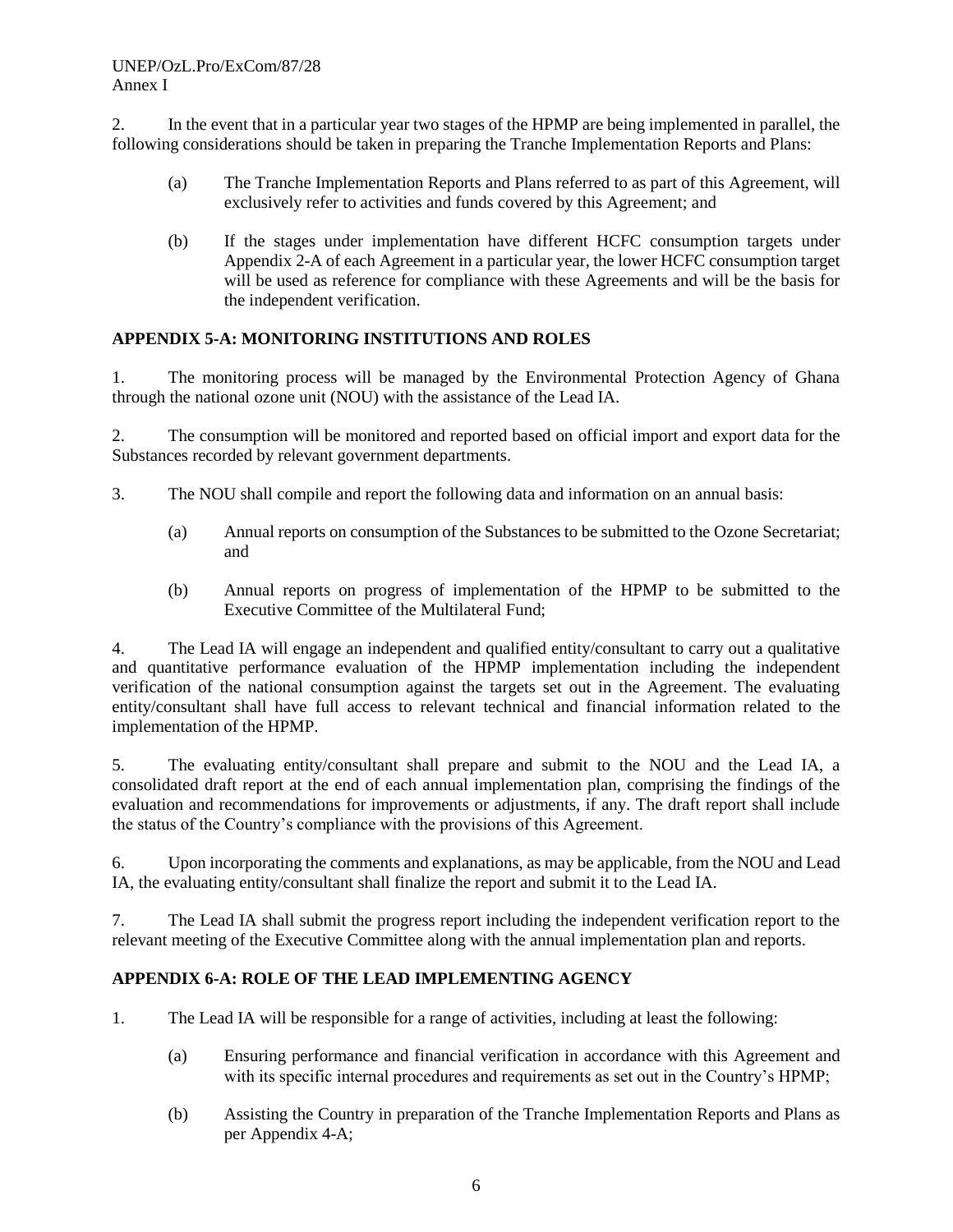2. In the event that in a particular year two stages of the HPMP are being implemented in parallel, the following considerations should be taken in preparing the Tranche Implementation Reports and Plans:

   (a) The Tranche Implementation Reports and Plans referred to as part of this Agreement, will exclusively refer to activities and funds covered by this Agreement; and

   (b) If the stages under implementation have different HCFC consumption targets under Appendix 2-A of each Agreement in a particular year, the lower HCFC consumption target will be used as reference for compliance with these Agreements and will be the basis for the independent verification.

**APPENDIX 5-A: MONITORING INSTITUTIONS AND ROLES**

1. The monitoring process will be managed by the Environmental Protection Agency of Ghana through the national ozone unit (NOU) with the assistance of the Lead IA.

2. The consumption will be monitored and reported based on official import and export data for the Substances recorded by relevant government departments.

3. The NOU shall compile and report the following data and information on an annual basis:

   (a) Annual reports on consumption of the Substances to be submitted to the Ozone Secretariat; and

   (b) Annual reports on progress of implementation of the HPMP to be submitted to the Executive Committee of the Multilateral Fund;

4. The Lead IA will engage an independent and qualified entity/consultant to carry out a qualitative and quantitative performance evaluation of the HPMP implementation including the independent verification of the national consumption against the targets set out in the Agreement. The evaluating entity/consultant shall have full access to relevant technical and financial information related to the implementation of the HPMP.

5. The evaluating entity/consultant shall prepare and submit to the NOU and the Lead IA, a consolidated draft report at the end of each annual implementation plan, comprising the findings of the evaluation and recommendations for improvements or adjustments, if any. The draft report shall include the status of the Country's compliance with the provisions of this Agreement.

6. Upon incorporating the comments and explanations, as may be applicable, from the NOU and Lead IA, the evaluating entity/consultant shall finalize the report and submit it to the Lead IA.

7. The Lead IA shall submit the progress report including the independent verification report to the relevant meeting of the Executive Committee along with the annual implementation plan and reports.

**APPENDIX 6-A: ROLE OF THE LEAD IMPLEMENTING AGENCY**

1. The Lead IA will be responsible for a range of activities, including at least the following:

   (a) Ensuring performance and financial verification in accordance with this Agreement and with its specific internal procedures and requirements as set out in the Country's HPMP;

   (b) Assisting the Country in preparation of the Tranche Implementation Reports and Plans as per Appendix 4-A;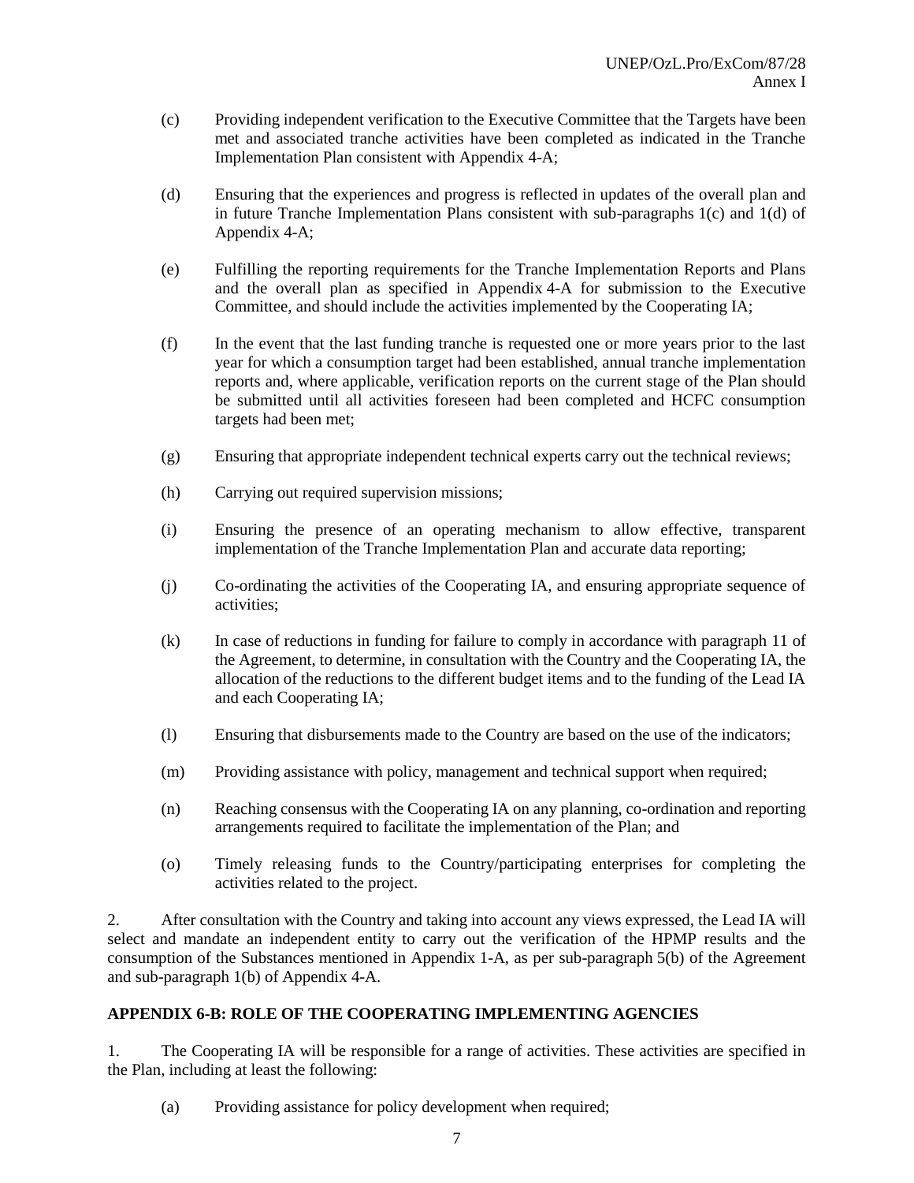(c) Providing independent verification to the Executive Committee that the Targets have been met and associated tranche activities have been completed as indicated in the Tranche Implementation Plan consistent with Appendix 4-A;

(d) Ensuring that the experiences and progress is reflected in updates of the overall plan and in future Tranche Implementation Plans consistent with sub-paragraphs 1(c) and 1(d) of Appendix 4-A;

(e) Fulfilling the reporting requirements for the Tranche Implementation Reports and Plans and the overall plan as specified in Appendix 4-A for submission to the Executive Committee, and should include the activities implemented by the Cooperating IA;

(f) In the event that the last funding tranche is requested one or more years prior to the last year for which a consumption target had been established, annual tranche implementation reports and, where applicable, verification reports on the current stage of the Plan should be submitted until all activities foreseen had been completed and HCFC consumption targets had been met;

(g) Ensuring that appropriate independent technical experts carry out the technical reviews;

(h) Carrying out required supervision missions;

(i) Ensuring the presence of an operating mechanism to allow effective, transparent implementation of the Tranche Implementation Plan and accurate data reporting;

(j) Co-ordinating the activities of the Cooperating IA, and ensuring appropriate sequence of activities;

(k) In case of reductions in funding for failure to comply in accordance with paragraph 11 of the Agreement, to determine, in consultation with the Country and the Cooperating IA, the allocation of the reductions to the different budget items and to the funding of the Lead IA and each Cooperating IA;

(l) Ensuring that disbursements made to the Country are based on the use of the indicators;

(m) Providing assistance with policy, management and technical support when required;

(n) Reaching consensus with the Cooperating IA on any planning, co-ordination and reporting arrangements required to facilitate the implementation of the Plan; and

(o) Timely releasing funds to the Country/participating enterprises for completing the activities related to the project.

2. After consultation with the Country and taking into account any views expressed, the Lead IA will select and mandate an independent entity to carry out the verification of the HPMP results and the consumption of the Substances mentioned in Appendix 1-A, as per sub-paragraph 5(b) of the Agreement and sub-paragraph 1(b) of Appendix 4-A.

**APPENDIX 6-B: ROLE OF THE COOPERATING IMPLEMENTING AGENCIES**

1. The Cooperating IA will be responsible for a range of activities. These activities are specified in the Plan, including at least the following:

(a) Providing assistance for policy development when required;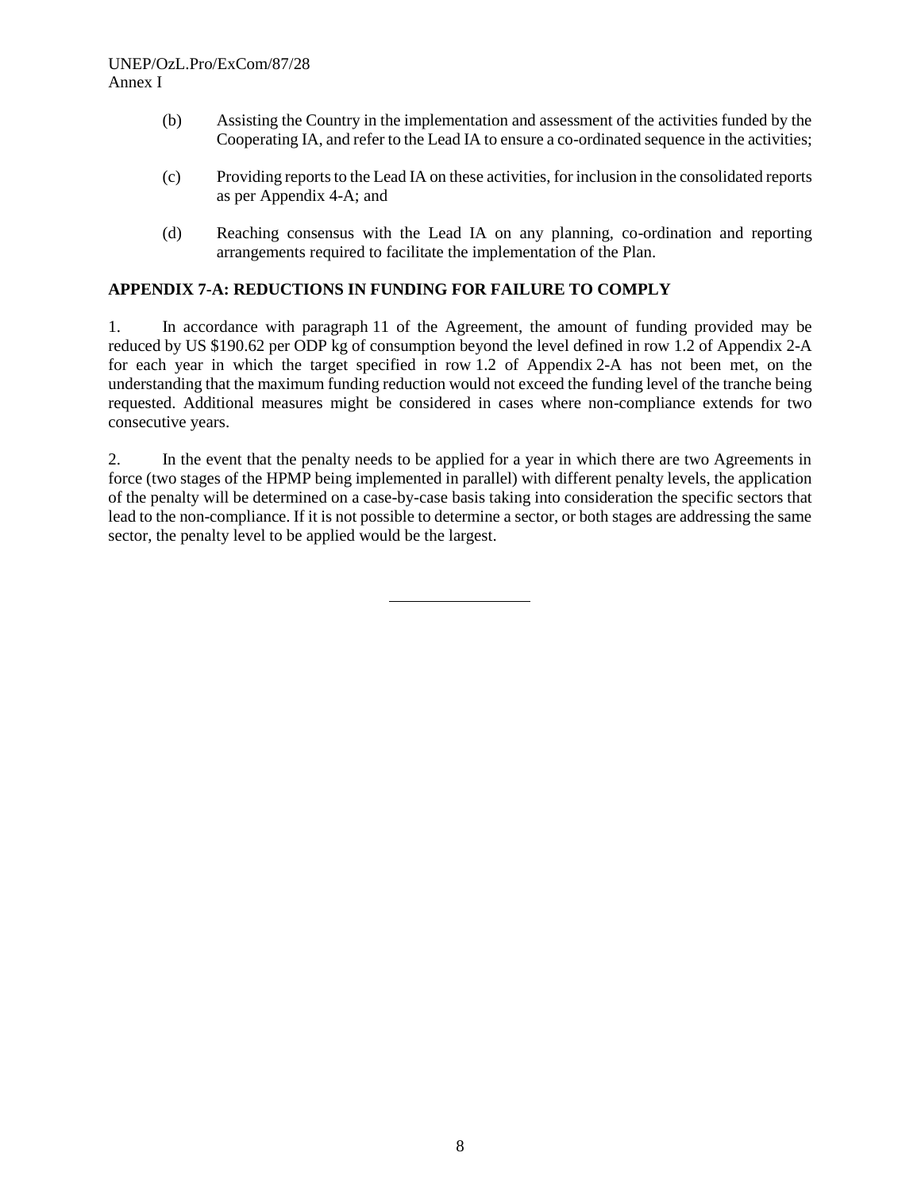(b) Assisting the Country in the implementation and assessment of the activities funded by the Cooperating IA, and refer to the Lead IA to ensure a co-ordinated sequence in the activities;

(c) Providing reports to the Lead IA on these activities, for inclusion in the consolidated reports as per Appendix 4-A; and

(d) Reaching consensus with the Lead IA on any planning, co-ordination and reporting arrangements required to facilitate the implementation of the Plan.

**APPENDIX 7-A: REDUCTIONS IN FUNDING FOR FAILURE TO COMPLY**

1. In accordance with paragraph 11 of the Agreement, the amount of funding provided may be reduced by US $190.62 per ODP kg of consumption beyond the level defined in row 1.2 of Appendix 2-A for each year in which the target specified in row 1.2 of Appendix 2-A has not been met, on the understanding that the maximum funding reduction would not exceed the funding level of the tranche being requested. Additional measures might be considered in cases where non-compliance extends for two consecutive years.

2. In the event that the penalty needs to be applied for a year in which there are two Agreements in force (two stages of the HPMP being implemented in parallel) with different penalty levels, the application of the penalty will be determined on a case-by-case basis taking into consideration the specific sectors that lead to the non-compliance. If it is not possible to determine a sector, or both stages are addressing the same sector, the penalty level to be applied would be the largest.